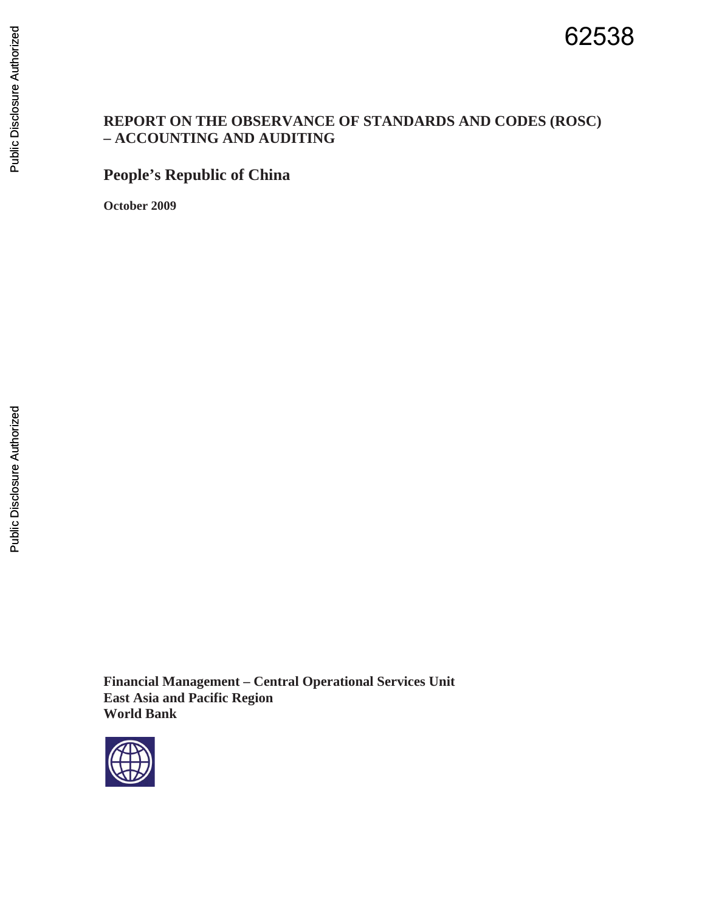62538

# REPORT ON THE OBSERVANCE OF STANDARDS AND CODES (ROSC) – ACCOUNTING AND AUDITING

## People's Republic of China

**October 2009**

**Financial Management – Central Operational Services Unit**
**East Asia and Pacific Region**
**World Bank**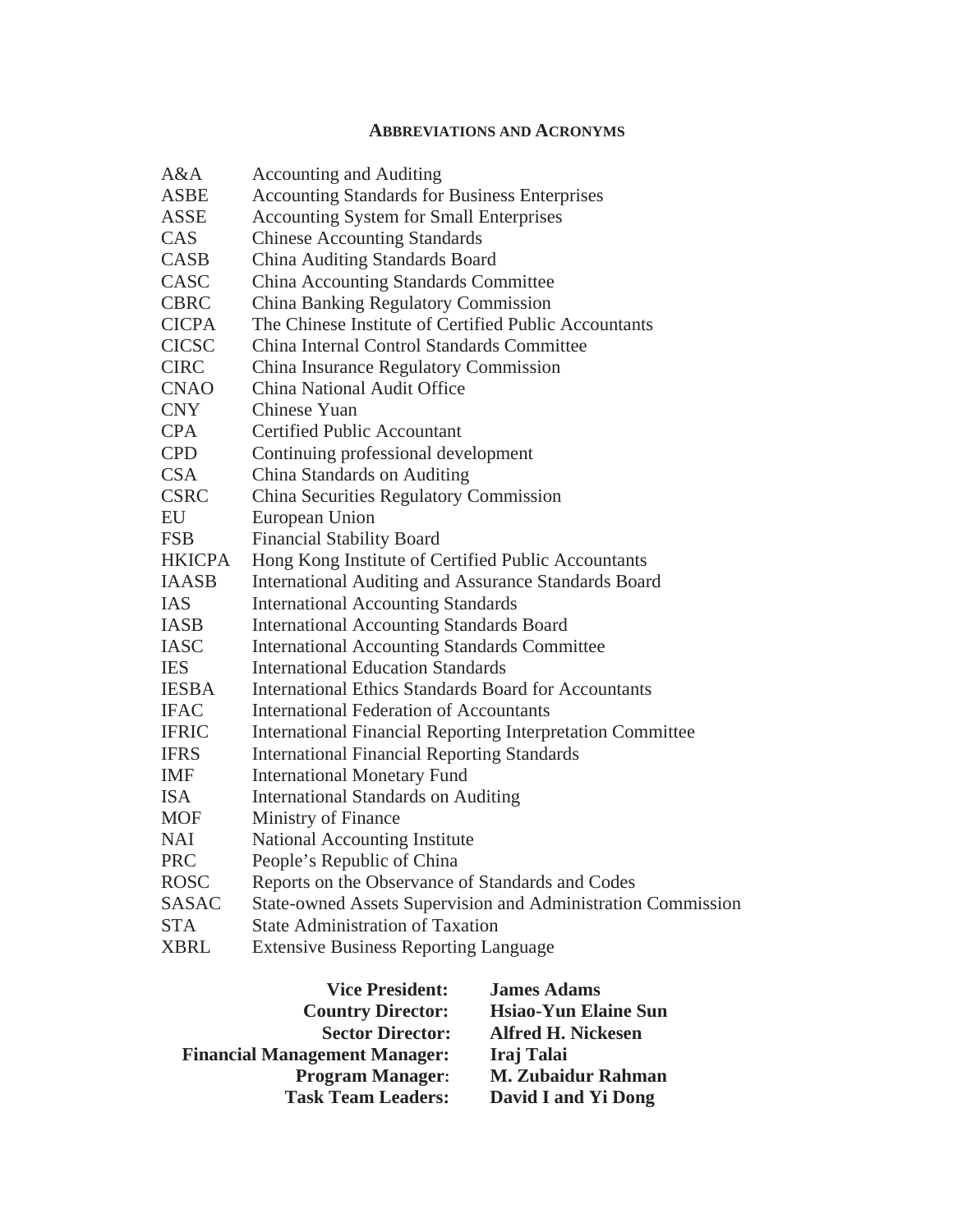## ABBREVIATIONS AND ACRONYMS

| | |
|---|---|
| A&A | Accounting and Auditing |
| ASBE | Accounting Standards for Business Enterprises |
| ASSE | Accounting System for Small Enterprises |
| CAS | Chinese Accounting Standards |
| CASB | China Auditing Standards Board |
| CASC | China Accounting Standards Committee |
| CBRC | China Banking Regulatory Commission |
| CICPA | The Chinese Institute of Certified Public Accountants |
| CICSC | China Internal Control Standards Committee |
| CIRC | China Insurance Regulatory Commission |
| CNAO | China National Audit Office |
| CNY | Chinese Yuan |
| CPA | Certified Public Accountant |
| CPD | Continuing professional development |
| CSA | China Standards on Auditing |
| CSRC | China Securities Regulatory Commission |
| EU | European Union |
| FSB | Financial Stability Board |
| HKICPA | Hong Kong Institute of Certified Public Accountants |
| IAASB | International Auditing and Assurance Standards Board |
| IAS | International Accounting Standards |
| IASB | International Accounting Standards Board |
| IASC | International Accounting Standards Committee |
| IES | International Education Standards |
| IESBA | International Ethics Standards Board for Accountants |
| IFAC | International Federation of Accountants |
| IFRIC | International Financial Reporting Interpretation Committee |
| IFRS | International Financial Reporting Standards |
| IMF | International Monetary Fund |
| ISA | International Standards on Auditing |
| MOF | Ministry of Finance |
| NAI | National Accounting Institute |
| PRC | People's Republic of China |
| ROSC | Reports on the Observance of Standards and Codes |
| SASAC | State-owned Assets Supervision and Administration Commission |
| STA | State Administration of Taxation |
| XBRL | Extensive Business Reporting Language |

| | |
|---|---|
| **Vice President:** | **James Adams** |
| **Country Director:** | **Hsiao-Yun Elaine Sun** |
| **Sector Director:** | **Alfred H. Nickesen** |
| **Financial Management Manager:** | **Iraj Talai** |
| **Program Manager:** | **M. Zubaidur Rahman** |
| **Task Team Leaders:** | **David I and Yi Dong** |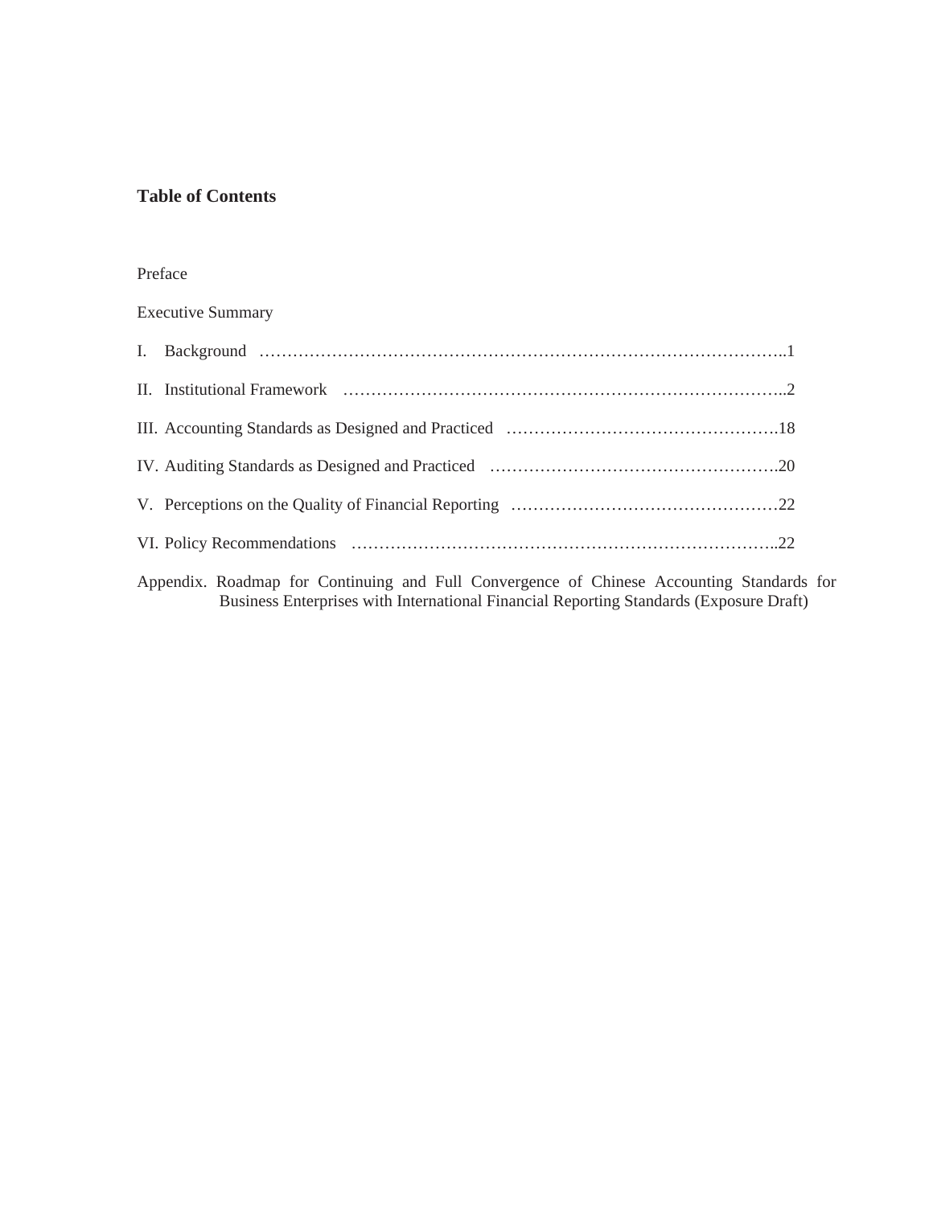## Table of Contents

Preface

Executive Summary

I. Background ……………………………………………………………………………………..1

II. Institutional Framework …………………………………………………………………..2

III. Accounting Standards as Designed and Practiced ………………………………………….18

IV. Auditing Standards as Designed and Practiced …………………………………………….20

V. Perceptions on the Quality of Financial Reporting …………………………………………22

VI. Policy Recommendations ………………………………………………………………..22

Appendix. Roadmap for Continuing and Full Convergence of Chinese Accounting Standards for Business Enterprises with International Financial Reporting Standards (Exposure Draft)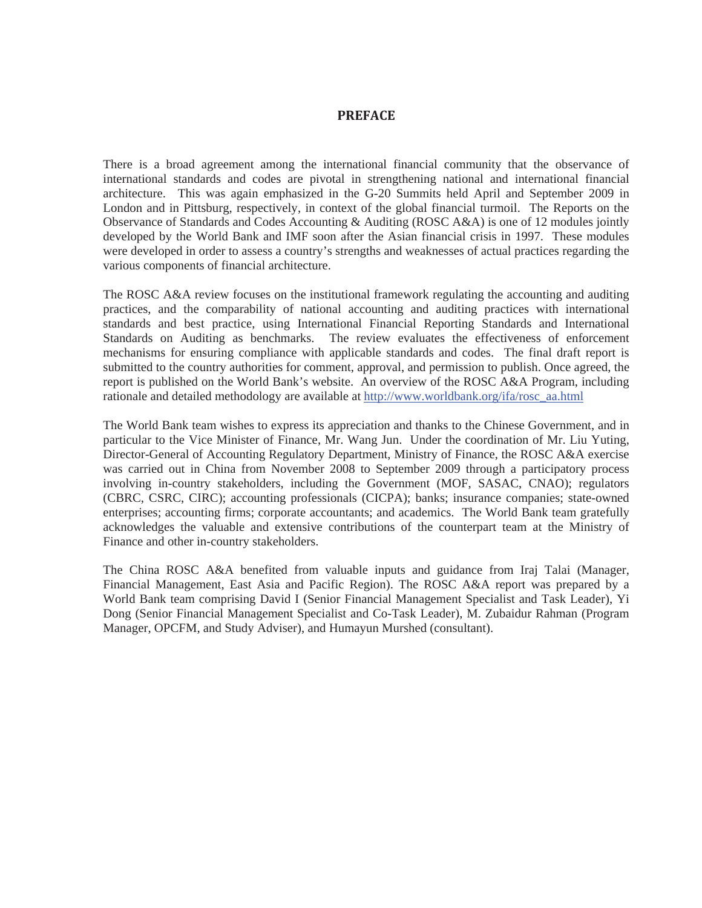# PREFACE

There is a broad agreement among the international financial community that the observance of international standards and codes are pivotal in strengthening national and international financial architecture. This was again emphasized in the G-20 Summits held April and September 2009 in London and in Pittsburg, respectively, in context of the global financial turmoil. The Reports on the Observance of Standards and Codes Accounting & Auditing (ROSC A&A) is one of 12 modules jointly developed by the World Bank and IMF soon after the Asian financial crisis in 1997. These modules were developed in order to assess a country's strengths and weaknesses of actual practices regarding the various components of financial architecture.

The ROSC A&A review focuses on the institutional framework regulating the accounting and auditing practices, and the comparability of national accounting and auditing practices with international standards and best practice, using International Financial Reporting Standards and International Standards on Auditing as benchmarks. The review evaluates the effectiveness of enforcement mechanisms for ensuring compliance with applicable standards and codes. The final draft report is submitted to the country authorities for comment, approval, and permission to publish. Once agreed, the report is published on the World Bank's website. An overview of the ROSC A&A Program, including rationale and detailed methodology are available at [http://www.worldbank.org/ifa/rosc_aa.html](http://www.worldbank.org/ifa/rosc_aa.html)

The World Bank team wishes to express its appreciation and thanks to the Chinese Government, and in particular to the Vice Minister of Finance, Mr. Wang Jun. Under the coordination of Mr. Liu Yuting, Director-General of Accounting Regulatory Department, Ministry of Finance, the ROSC A&A exercise was carried out in China from November 2008 to September 2009 through a participatory process involving in-country stakeholders, including the Government (MOF, SASAC, CNAO); regulators (CBRC, CSRC, CIRC); accounting professionals (CICPA); banks; insurance companies; state-owned enterprises; accounting firms; corporate accountants; and academics. The World Bank team gratefully acknowledges the valuable and extensive contributions of the counterpart team at the Ministry of Finance and other in-country stakeholders.

The China ROSC A&A benefited from valuable inputs and guidance from Iraj Talai (Manager, Financial Management, East Asia and Pacific Region). The ROSC A&A report was prepared by a World Bank team comprising David I (Senior Financial Management Specialist and Task Leader), Yi Dong (Senior Financial Management Specialist and Co-Task Leader), M. Zubaidur Rahman (Program Manager, OPCFM, and Study Adviser), and Humayun Murshed (consultant).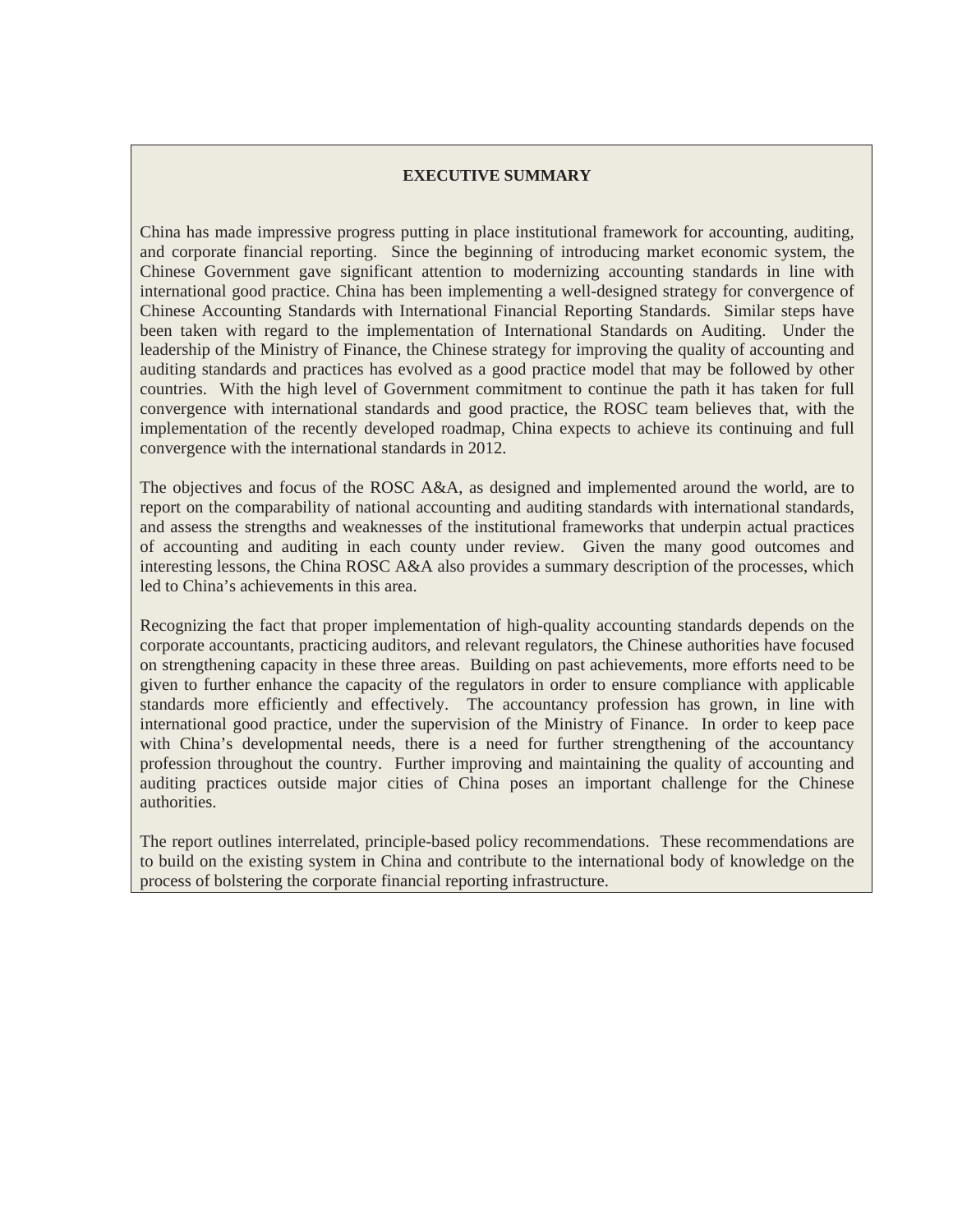# EXECUTIVE SUMMARY

China has made impressive progress putting in place institutional framework for accounting, auditing, and corporate financial reporting. Since the beginning of introducing market economic system, the Chinese Government gave significant attention to modernizing accounting standards in line with international good practice. China has been implementing a well-designed strategy for convergence of Chinese Accounting Standards with International Financial Reporting Standards. Similar steps have been taken with regard to the implementation of International Standards on Auditing. Under the leadership of the Ministry of Finance, the Chinese strategy for improving the quality of accounting and auditing standards and practices has evolved as a good practice model that may be followed by other countries. With the high level of Government commitment to continue the path it has taken for full convergence with international standards and good practice, the ROSC team believes that, with the implementation of the recently developed roadmap, China expects to achieve its continuing and full convergence with the international standards in 2012.

The objectives and focus of the ROSC A&A, as designed and implemented around the world, are to report on the comparability of national accounting and auditing standards with international standards, and assess the strengths and weaknesses of the institutional frameworks that underpin actual practices of accounting and auditing in each county under review. Given the many good outcomes and interesting lessons, the China ROSC A&A also provides a summary description of the processes, which led to China's achievements in this area.

Recognizing the fact that proper implementation of high-quality accounting standards depends on the corporate accountants, practicing auditors, and relevant regulators, the Chinese authorities have focused on strengthening capacity in these three areas. Building on past achievements, more efforts need to be given to further enhance the capacity of the regulators in order to ensure compliance with applicable standards more efficiently and effectively. The accountancy profession has grown, in line with international good practice, under the supervision of the Ministry of Finance. In order to keep pace with China's developmental needs, there is a need for further strengthening of the accountancy profession throughout the country. Further improving and maintaining the quality of accounting and auditing practices outside major cities of China poses an important challenge for the Chinese authorities.

The report outlines interrelated, principle-based policy recommendations. These recommendations are to build on the existing system in China and contribute to the international body of knowledge on the process of bolstering the corporate financial reporting infrastructure.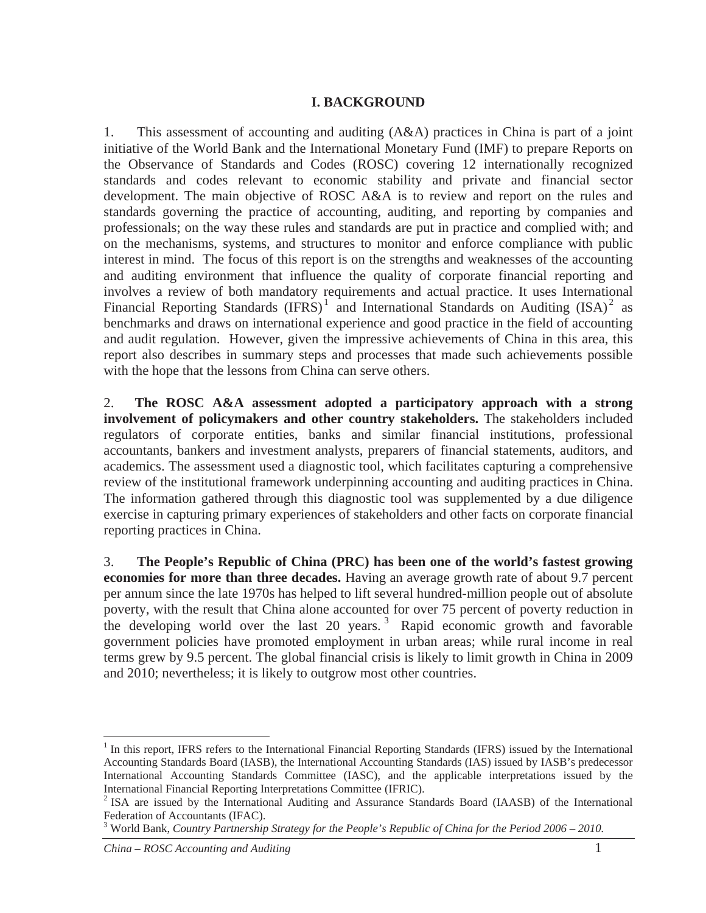# I. BACKGROUND

1. This assessment of accounting and auditing (A&A) practices in China is part of a joint initiative of the World Bank and the International Monetary Fund (IMF) to prepare Reports on the Observance of Standards and Codes (ROSC) covering 12 internationally recognized standards and codes relevant to economic stability and private and financial sector development. The main objective of ROSC A&A is to review and report on the rules and standards governing the practice of accounting, auditing, and reporting by companies and professionals; on the way these rules and standards are put in practice and complied with; and on the mechanisms, systems, and structures to monitor and enforce compliance with public interest in mind. The focus of this report is on the strengths and weaknesses of the accounting and auditing environment that influence the quality of corporate financial reporting and involves a review of both mandatory requirements and actual practice. It uses International Financial Reporting Standards (IFRS)[1] and International Standards on Auditing (ISA)[2] as benchmarks and draws on international experience and good practice in the field of accounting and audit regulation. However, given the impressive achievements of China in this area, this report also describes in summary steps and processes that made such achievements possible with the hope that the lessons from China can serve others.

2. **The ROSC A&A assessment adopted a participatory approach with a strong involvement of policymakers and other country stakeholders.** The stakeholders included regulators of corporate entities, banks and similar financial institutions, professional accountants, bankers and investment analysts, preparers of financial statements, auditors, and academics. The assessment used a diagnostic tool, which facilitates capturing a comprehensive review of the institutional framework underpinning accounting and auditing practices in China. The information gathered through this diagnostic tool was supplemented by a due diligence exercise in capturing primary experiences of stakeholders and other facts on corporate financial reporting practices in China.

3. **The People's Republic of China (PRC) has been one of the world's fastest growing economies for more than three decades.** Having an average growth rate of about 9.7 percent per annum since the late 1970s has helped to lift several hundred-million people out of absolute poverty, with the result that China alone accounted for over 75 percent of poverty reduction in the developing world over the last 20 years.[3] Rapid economic growth and favorable government policies have promoted employment in urban areas; while rural income in real terms grew by 9.5 percent. The global financial crisis is likely to limit growth in China in 2009 and 2010; nevertheless; it is likely to outgrow most other countries.

---

[1] In this report, IFRS refers to the International Financial Reporting Standards (IFRS) issued by the International Accounting Standards Board (IASB), the International Accounting Standards (IAS) issued by IASB's predecessor International Accounting Standards Committee (IASC), and the applicable interpretations issued by the International Financial Reporting Interpretations Committee (IFRIC).

[2] ISA are issued by the International Auditing and Assurance Standards Board (IAASB) of the International Federation of Accountants (IFAC).

[3] World Bank, *Country Partnership Strategy for the People's Republic of China for the Period 2006 – 2010.*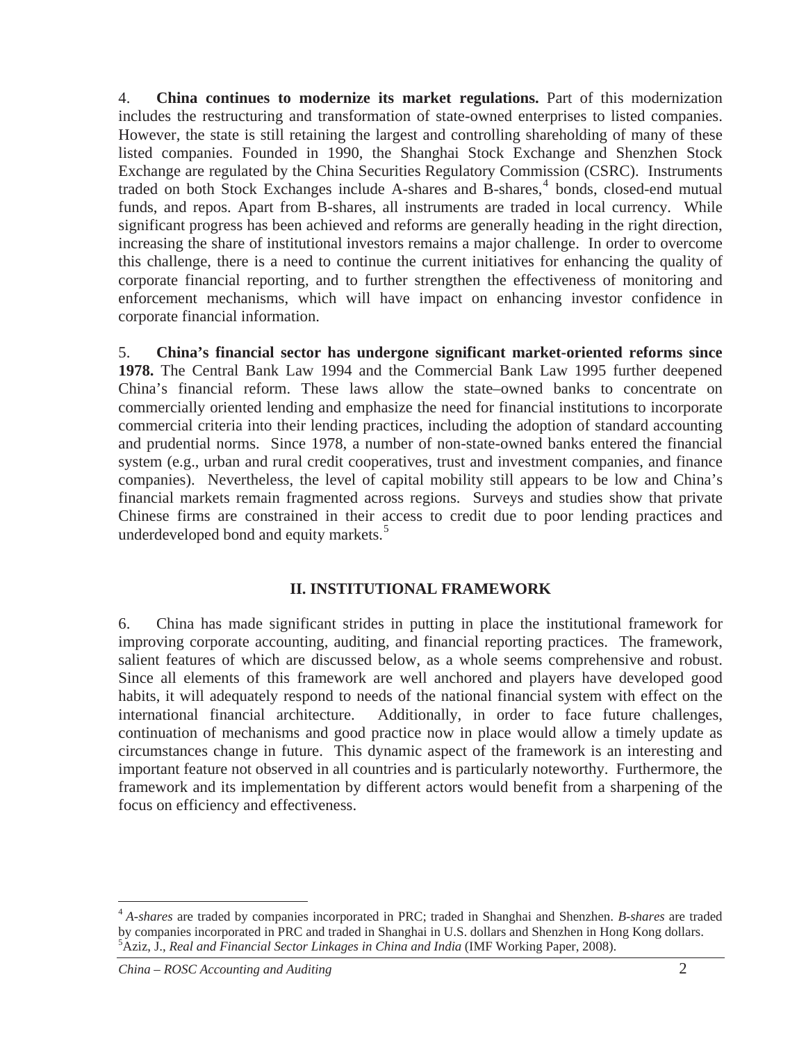4. **China continues to modernize its market regulations.** Part of this modernization includes the restructuring and transformation of state-owned enterprises to listed companies. However, the state is still retaining the largest and controlling shareholding of many of these listed companies. Founded in 1990, the Shanghai Stock Exchange and Shenzhen Stock Exchange are regulated by the China Securities Regulatory Commission (CSRC). Instruments traded on both Stock Exchanges include A-shares and B-shares,[4] bonds, closed-end mutual funds, and repos. Apart from B-shares, all instruments are traded in local currency. While significant progress has been achieved and reforms are generally heading in the right direction, increasing the share of institutional investors remains a major challenge. In order to overcome this challenge, there is a need to continue the current initiatives for enhancing the quality of corporate financial reporting, and to further strengthen the effectiveness of monitoring and enforcement mechanisms, which will have impact on enhancing investor confidence in corporate financial information.

5. **China's financial sector has undergone significant market-oriented reforms since 1978.** The Central Bank Law 1994 and the Commercial Bank Law 1995 further deepened China's financial reform. These laws allow the state–owned banks to concentrate on commercially oriented lending and emphasize the need for financial institutions to incorporate commercial criteria into their lending practices, including the adoption of standard accounting and prudential norms. Since 1978, a number of non-state-owned banks entered the financial system (e.g., urban and rural credit cooperatives, trust and investment companies, and finance companies). Nevertheless, the level of capital mobility still appears to be low and China's financial markets remain fragmented across regions. Surveys and studies show that private Chinese firms are constrained in their access to credit due to poor lending practices and underdeveloped bond and equity markets.[5]

## II. INSTITUTIONAL FRAMEWORK

6. China has made significant strides in putting in place the institutional framework for improving corporate accounting, auditing, and financial reporting practices. The framework, salient features of which are discussed below, as a whole seems comprehensive and robust. Since all elements of this framework are well anchored and players have developed good habits, it will adequately respond to needs of the national financial system with effect on the international financial architecture. Additionally, in order to face future challenges, continuation of mechanisms and good practice now in place would allow a timely update as circumstances change in future. This dynamic aspect of the framework is an interesting and important feature not observed in all countries and is particularly noteworthy. Furthermore, the framework and its implementation by different actors would benefit from a sharpening of the focus on efficiency and effectiveness.

---

[4] *A-shares* are traded by companies incorporated in PRC; traded in Shanghai and Shenzhen. *B-shares* are traded by companies incorporated in PRC and traded in Shanghai in U.S. dollars and Shenzhen in Hong Kong dollars.

[5] Aziz, J., *Real and Financial Sector Linkages in China and India* (IMF Working Paper, 2008).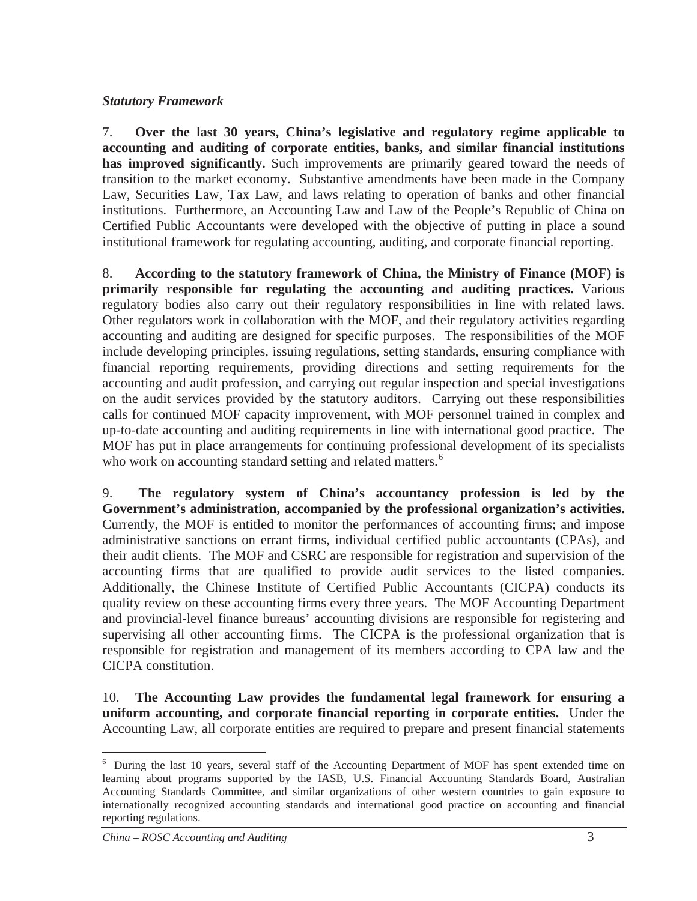***Statistory Framework***

***Statutory Framework***

7. **Over the last 30 years, China's legislative and regulatory regime applicable to accounting and auditing of corporate entities, banks, and similar financial institutions has improved significantly.** Such improvements are primarily geared toward the needs of transition to the market economy. Substantive amendments have been made in the Company Law, Securities Law, Tax Law, and laws relating to operation of banks and other financial institutions. Furthermore, an Accounting Law and Law of the People's Republic of China on Certified Public Accountants were developed with the objective of putting in place a sound institutional framework for regulating accounting, auditing, and corporate financial reporting.

8. **According to the statutory framework of China, the Ministry of Finance (MOF) is primarily responsible for regulating the accounting and auditing practices.** Various regulatory bodies also carry out their regulatory responsibilities in line with related laws. Other regulators work in collaboration with the MOF, and their regulatory activities regarding accounting and auditing are designed for specific purposes. The responsibilities of the MOF include developing principles, issuing regulations, setting standards, ensuring compliance with financial reporting requirements, providing directions and setting requirements for the accounting and audit profession, and carrying out regular inspection and special investigations on the audit services provided by the statutory auditors. Carrying out these responsibilities calls for continued MOF capacity improvement, with MOF personnel trained in complex and up-to-date accounting and auditing requirements in line with international good practice. The MOF has put in place arrangements for continuing professional development of its specialists who work on accounting standard setting and related matters.[6]

9. **The regulatory system of China's accountancy profession is led by the Government's administration, accompanied by the professional organization's activities.** Currently, the MOF is entitled to monitor the performances of accounting firms; and impose administrative sanctions on errant firms, individual certified public accountants (CPAs), and their audit clients. The MOF and CSRC are responsible for registration and supervision of the accounting firms that are qualified to provide audit services to the listed companies. Additionally, the Chinese Institute of Certified Public Accountants (CICPA) conducts its quality review on these accounting firms every three years. The MOF Accounting Department and provincial-level finance bureaus' accounting divisions are responsible for registering and supervising all other accounting firms. The CICPA is the professional organization that is responsible for registration and management of its members according to CPA law and the CICPA constitution.

10. **The Accounting Law provides the fundamental legal framework for ensuring a uniform accounting, and corporate financial reporting in corporate entities.** Under the Accounting Law, all corporate entities are required to prepare and present financial statements

[6] During the last 10 years, several staff of the Accounting Department of MOF has spent extended time on learning about programs supported by the IASB, U.S. Financial Accounting Standards Board, Australian Accounting Standards Committee, and similar organizations of other western countries to gain exposure to internationally recognized accounting standards and international good practice on accounting and financial reporting regulations.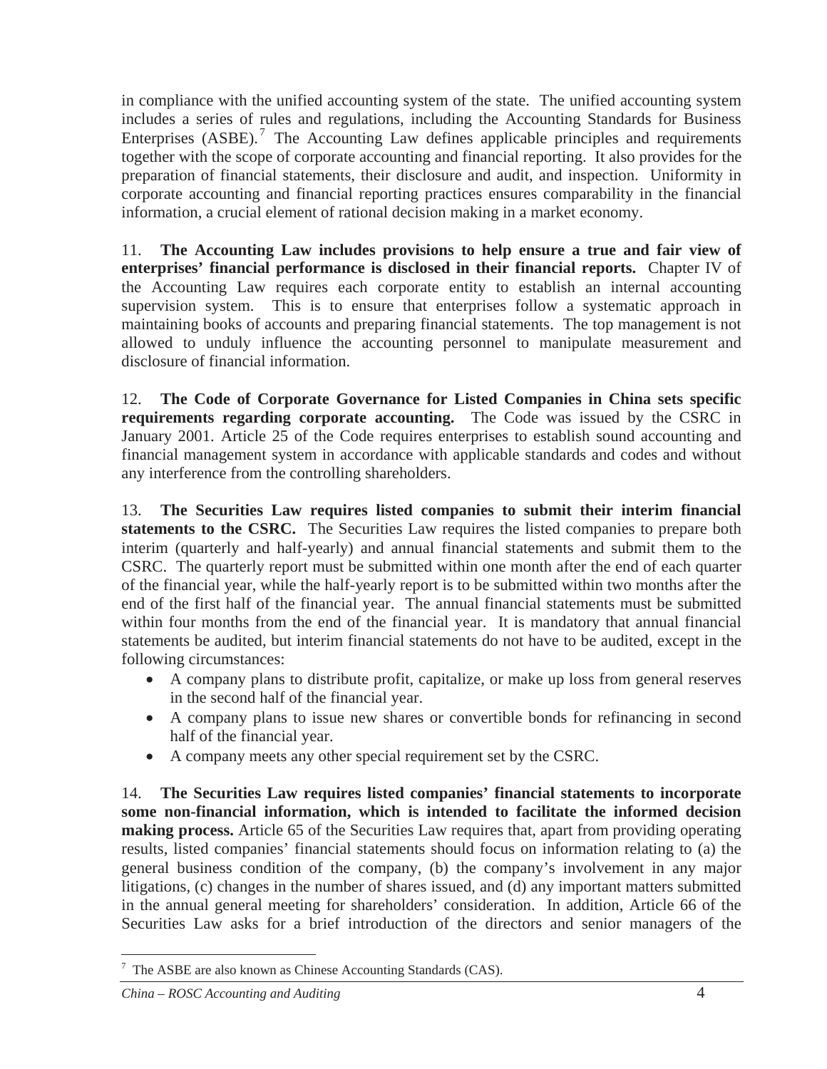in compliance with the unified accounting system of the state. The unified accounting system includes a series of rules and regulations, including the Accounting Standards for Business Enterprises (ASBE).[7] The Accounting Law defines applicable principles and requirements together with the scope of corporate accounting and financial reporting. It also provides for the preparation of financial statements, their disclosure and audit, and inspection. Uniformity in corporate accounting and financial reporting practices ensures comparability in the financial information, a crucial element of rational decision making in a market economy.

11. **The Accounting Law includes provisions to help ensure a true and fair view of enterprises' financial performance is disclosed in their financial reports.** Chapter IV of the Accounting Law requires each corporate entity to establish an internal accounting supervision system. This is to ensure that enterprises follow a systematic approach in maintaining books of accounts and preparing financial statements. The top management is not allowed to unduly influence the accounting personnel to manipulate measurement and disclosure of financial information.

12. **The Code of Corporate Governance for Listed Companies in China sets specific requirements regarding corporate accounting.** The Code was issued by the CSRC in January 2001. Article 25 of the Code requires enterprises to establish sound accounting and financial management system in accordance with applicable standards and codes and without any interference from the controlling shareholders.

13. **The Securities Law requires listed companies to submit their interim financial statements to the CSRC.** The Securities Law requires the listed companies to prepare both interim (quarterly and half-yearly) and annual financial statements and submit them to the CSRC. The quarterly report must be submitted within one month after the end of each quarter of the financial year, while the half-yearly report is to be submitted within two months after the end of the first half of the financial year. The annual financial statements must be submitted within four months from the end of the financial year. It is mandatory that annual financial statements be audited, but interim financial statements do not have to be audited, except in the following circumstances:

- A company plans to distribute profit, capitalize, or make up loss from general reserves in the second half of the financial year.
- A company plans to issue new shares or convertible bonds for refinancing in second half of the financial year.
- A company meets any other special requirement set by the CSRC.

14. **The Securities Law requires listed companies' financial statements to incorporate some non-financial information, which is intended to facilitate the informed decision making process.** Article 65 of the Securities Law requires that, apart from providing operating results, listed companies' financial statements should focus on information relating to (a) the general business condition of the company, (b) the company's involvement in any major litigations, (c) changes in the number of shares issued, and (d) any important matters submitted in the annual general meeting for shareholders' consideration. In addition, Article 66 of the Securities Law asks for a brief introduction of the directors and senior managers of the

[7] The ASBE are also known as Chinese Accounting Standards (CAS).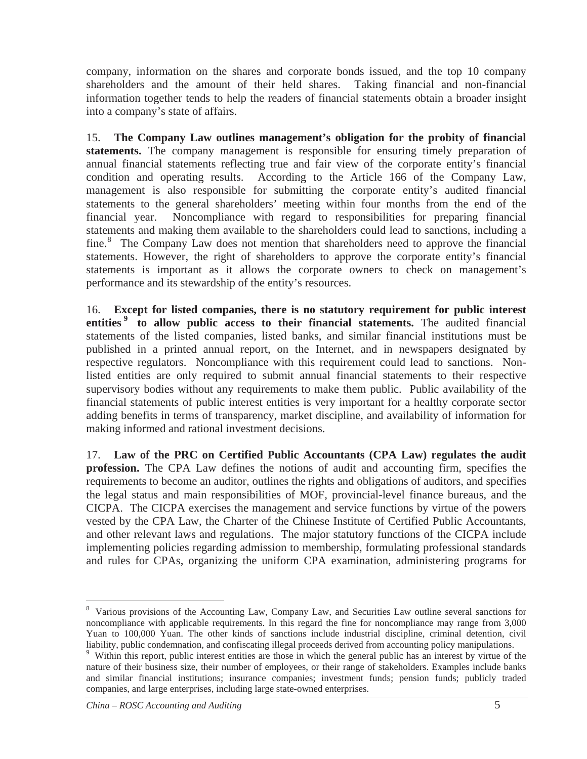company, information on the shares and corporate bonds issued, and the top 10 company shareholders and the amount of their held shares. Taking financial and non-financial information together tends to help the readers of financial statements obtain a broader insight into a company's state of affairs.

15. **The Company Law outlines management's obligation for the probity of financial statements.** The company management is responsible for ensuring timely preparation of annual financial statements reflecting true and fair view of the corporate entity's financial condition and operating results. According to the Article 166 of the Company Law, management is also responsible for submitting the corporate entity's audited financial statements to the general shareholders' meeting within four months from the end of the financial year. Noncompliance with regard to responsibilities for preparing financial statements and making them available to the shareholders could lead to sanctions, including a fine.[8] The Company Law does not mention that shareholders need to approve the financial statements. However, the right of shareholders to approve the corporate entity's financial statements is important as it allows the corporate owners to check on management's performance and its stewardship of the entity's resources.

16. **Except for listed companies, there is no statutory requirement for public interest entities[9] to allow public access to their financial statements.** The audited financial statements of the listed companies, listed banks, and similar financial institutions must be published in a printed annual report, on the Internet, and in newspapers designated by respective regulators. Noncompliance with this requirement could lead to sanctions. Non-listed entities are only required to submit annual financial statements to their respective supervisory bodies without any requirements to make them public. Public availability of the financial statements of public interest entities is very important for a healthy corporate sector adding benefits in terms of transparency, market discipline, and availability of information for making informed and rational investment decisions.

17. **Law of the PRC on Certified Public Accountants (CPA Law) regulates the audit profession.** The CPA Law defines the notions of audit and accounting firm, specifies the requirements to become an auditor, outlines the rights and obligations of auditors, and specifies the legal status and main responsibilities of MOF, provincial-level finance bureaus, and the CICPA. The CICPA exercises the management and service functions by virtue of the powers vested by the CPA Law, the Charter of the Chinese Institute of Certified Public Accountants, and other relevant laws and regulations. The major statutory functions of the CICPA include implementing policies regarding admission to membership, formulating professional standards and rules for CPAs, organizing the uniform CPA examination, administering programs for

---

[8] Various provisions of the Accounting Law, Company Law, and Securities Law outline several sanctions for noncompliance with applicable requirements. In this regard the fine for noncompliance may range from 3,000 Yuan to 100,000 Yuan. The other kinds of sanctions include industrial discipline, criminal detention, civil liability, public condemnation, and confiscating illegal proceeds derived from accounting policy manipulations.

[9] Within this report, public interest entities are those in which the general public has an interest by virtue of the nature of their business size, their number of employees, or their range of stakeholders. Examples include banks and similar financial institutions; insurance companies; investment funds; pension funds; publicly traded companies, and large enterprises, including large state-owned enterprises.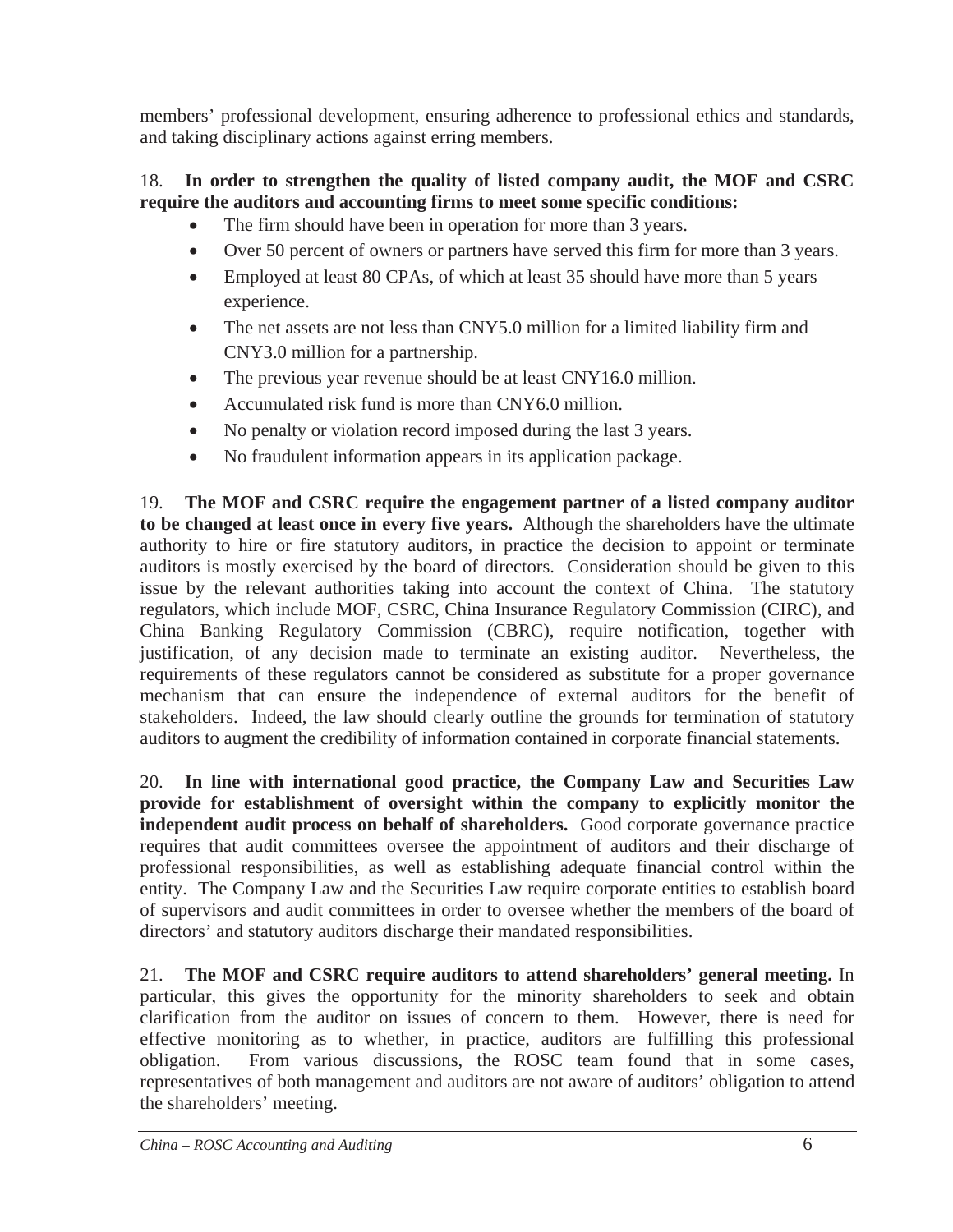members' professional development, ensuring adherence to professional ethics and standards, and taking disciplinary actions against erring members.

18. **In order to strengthen the quality of listed company audit, the MOF and CSRC require the auditors and accounting firms to meet some specific conditions:**

- The firm should have been in operation for more than 3 years.
- Over 50 percent of owners or partners have served this firm for more than 3 years.
- Employed at least 80 CPAs, of which at least 35 should have more than 5 years experience.
- The net assets are not less than CNY5.0 million for a limited liability firm and CNY3.0 million for a partnership.
- The previous year revenue should be at least CNY16.0 million.
- Accumulated risk fund is more than CNY6.0 million.
- No penalty or violation record imposed during the last 3 years.
- No fraudulent information appears in its application package.

19. **The MOF and CSRC require the engagement partner of a listed company auditor to be changed at least once in every five years.** Although the shareholders have the ultimate authority to hire or fire statutory auditors, in practice the decision to appoint or terminate auditors is mostly exercised by the board of directors. Consideration should be given to this issue by the relevant authorities taking into account the context of China. The statutory regulators, which include MOF, CSRC, China Insurance Regulatory Commission (CIRC), and China Banking Regulatory Commission (CBRC), require notification, together with justification, of any decision made to terminate an existing auditor. Nevertheless, the requirements of these regulators cannot be considered as substitute for a proper governance mechanism that can ensure the independence of external auditors for the benefit of stakeholders. Indeed, the law should clearly outline the grounds for termination of statutory auditors to augment the credibility of information contained in corporate financial statements.

20. **In line with international good practice, the Company Law and Securities Law provide for establishment of oversight within the company to explicitly monitor the independent audit process on behalf of shareholders.** Good corporate governance practice requires that audit committees oversee the appointment of auditors and their discharge of professional responsibilities, as well as establishing adequate financial control within the entity. The Company Law and the Securities Law require corporate entities to establish board of supervisors and audit committees in order to oversee whether the members of the board of directors' and statutory auditors discharge their mandated responsibilities.

21. **The MOF and CSRC require auditors to attend shareholders' general meeting.** In particular, this gives the opportunity for the minority shareholders to seek and obtain clarification from the auditor on issues of concern to them. However, there is need for effective monitoring as to whether, in practice, auditors are fulfilling this professional obligation. From various discussions, the ROSC team found that in some cases, representatives of both management and auditors are not aware of auditors' obligation to attend the shareholders' meeting.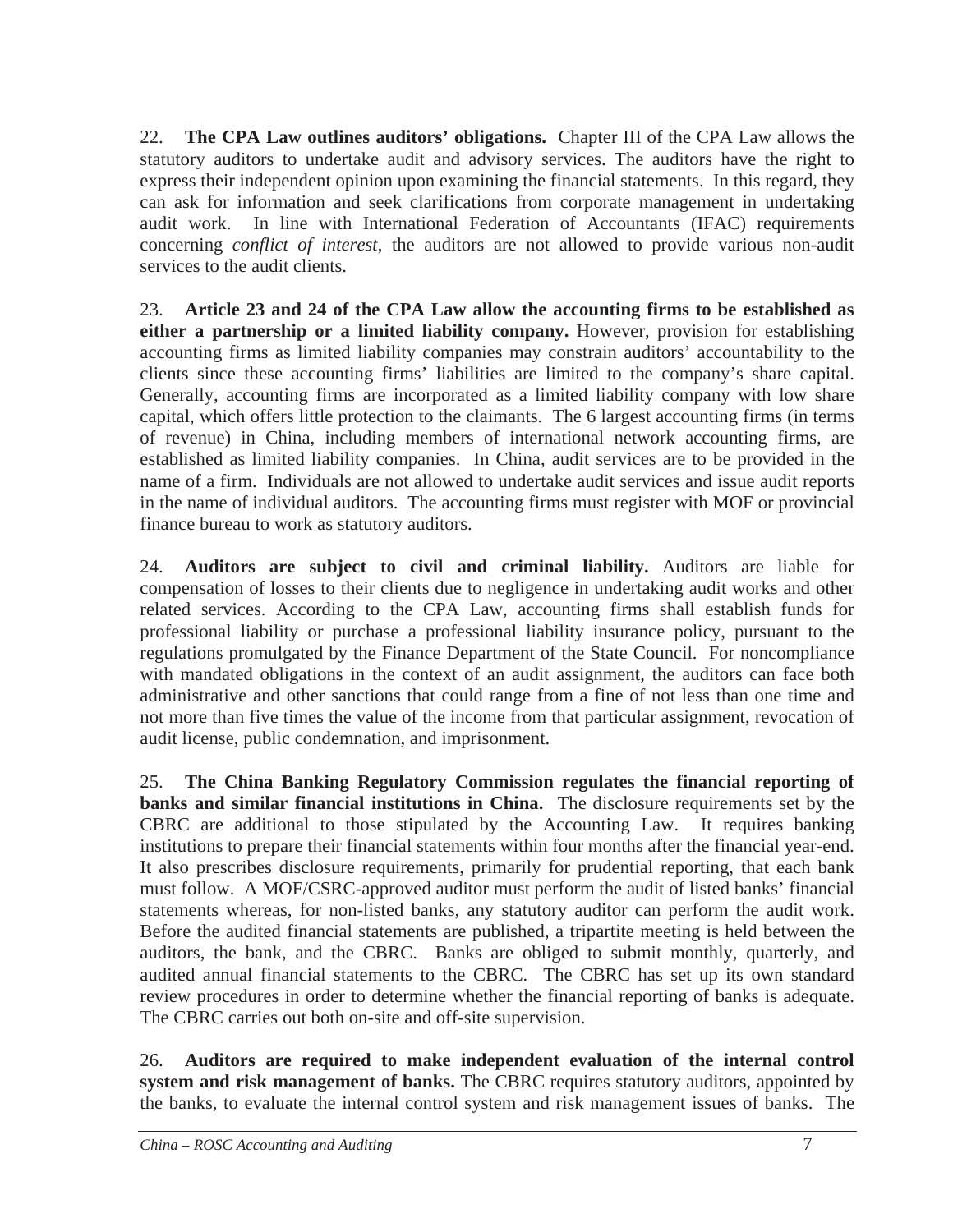22. **The CPA Law outlines auditors' obligations.** Chapter III of the CPA Law allows the statutory auditors to undertake audit and advisory services. The auditors have the right to express their independent opinion upon examining the financial statements. In this regard, they can ask for information and seek clarifications from corporate management in undertaking audit work. In line with International Federation of Accountants (IFAC) requirements concerning *conflict of interest*, the auditors are not allowed to provide various non-audit services to the audit clients.

23. **Article 23 and 24 of the CPA Law allow the accounting firms to be established as either a partnership or a limited liability company.** However, provision for establishing accounting firms as limited liability companies may constrain auditors' accountability to the clients since these accounting firms' liabilities are limited to the company's share capital. Generally, accounting firms are incorporated as a limited liability company with low share capital, which offers little protection to the claimants. The 6 largest accounting firms (in terms of revenue) in China, including members of international network accounting firms, are established as limited liability companies. In China, audit services are to be provided in the name of a firm. Individuals are not allowed to undertake audit services and issue audit reports in the name of individual auditors. The accounting firms must register with MOF or provincial finance bureau to work as statutory auditors.

24. **Auditors are subject to civil and criminal liability.** Auditors are liable for compensation of losses to their clients due to negligence in undertaking audit works and other related services. According to the CPA Law, accounting firms shall establish funds for professional liability or purchase a professional liability insurance policy, pursuant to the regulations promulgated by the Finance Department of the State Council. For noncompliance with mandated obligations in the context of an audit assignment, the auditors can face both administrative and other sanctions that could range from a fine of not less than one time and not more than five times the value of the income from that particular assignment, revocation of audit license, public condemnation, and imprisonment.

25. **The China Banking Regulatory Commission regulates the financial reporting of banks and similar financial institutions in China.** The disclosure requirements set by the CBRC are additional to those stipulated by the Accounting Law. It requires banking institutions to prepare their financial statements within four months after the financial year-end. It also prescribes disclosure requirements, primarily for prudential reporting, that each bank must follow. A MOF/CSRC-approved auditor must perform the audit of listed banks' financial statements whereas, for non-listed banks, any statutory auditor can perform the audit work. Before the audited financial statements are published, a tripartite meeting is held between the auditors, the bank, and the CBRC. Banks are obliged to submit monthly, quarterly, and audited annual financial statements to the CBRC. The CBRC has set up its own standard review procedures in order to determine whether the financial reporting of banks is adequate. The CBRC carries out both on-site and off-site supervision.

26. **Auditors are required to make independent evaluation of the internal control system and risk management of banks.** The CBRC requires statutory auditors, appointed by the banks, to evaluate the internal control system and risk management issues of banks. The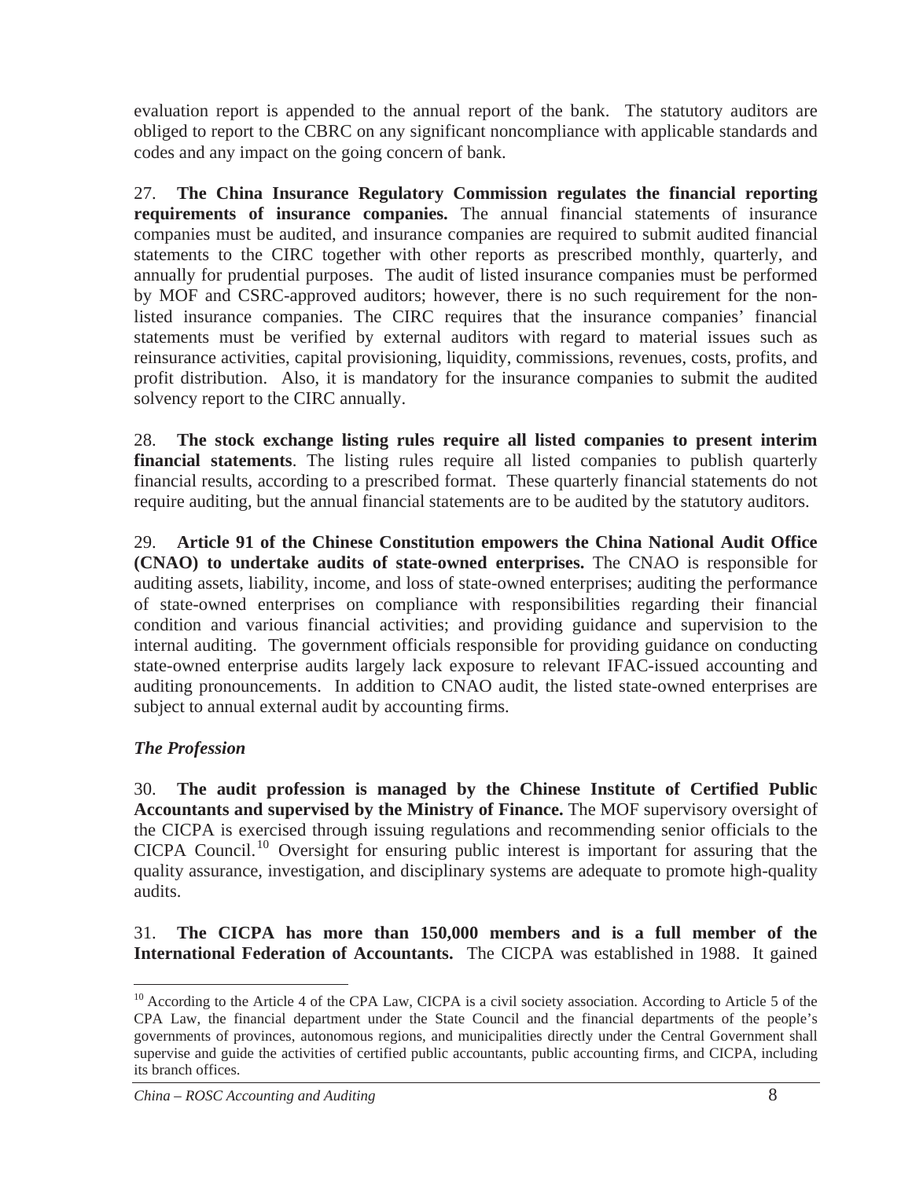evaluation report is appended to the annual report of the bank. The statutory auditors are obliged to report to the CBRC on any significant noncompliance with applicable standards and codes and any impact on the going concern of bank.

27. **The China Insurance Regulatory Commission regulates the financial reporting requirements of insurance companies.** The annual financial statements of insurance companies must be audited, and insurance companies are required to submit audited financial statements to the CIRC together with other reports as prescribed monthly, quarterly, and annually for prudential purposes. The audit of listed insurance companies must be performed by MOF and CSRC-approved auditors; however, there is no such requirement for the non-listed insurance companies. The CIRC requires that the insurance companies' financial statements must be verified by external auditors with regard to material issues such as reinsurance activities, capital provisioning, liquidity, commissions, revenues, costs, profits, and profit distribution. Also, it is mandatory for the insurance companies to submit the audited solvency report to the CIRC annually.

28. **The stock exchange listing rules require all listed companies to present interim financial statements**. The listing rules require all listed companies to publish quarterly financial results, according to a prescribed format. These quarterly financial statements do not require auditing, but the annual financial statements are to be audited by the statutory auditors.

29. **Article 91 of the Chinese Constitution empowers the China National Audit Office (CNAO) to undertake audits of state-owned enterprises.** The CNAO is responsible for auditing assets, liability, income, and loss of state-owned enterprises; auditing the performance of state-owned enterprises on compliance with responsibilities regarding their financial condition and various financial activities; and providing guidance and supervision to the internal auditing. The government officials responsible for providing guidance on conducting state-owned enterprise audits largely lack exposure to relevant IFAC-issued accounting and auditing pronouncements. In addition to CNAO audit, the listed state-owned enterprises are subject to annual external audit by accounting firms.

### *The Profession*

30. **The audit profession is managed by the Chinese Institute of Certified Public Accountants and supervised by the Ministry of Finance.** The MOF supervisory oversight of the CICPA is exercised through issuing regulations and recommending senior officials to the CICPA Council.[10] Oversight for ensuring public interest is important for assuring that the quality assurance, investigation, and disciplinary systems are adequate to promote high-quality audits.

31. **The CICPA has more than 150,000 members and is a full member of the International Federation of Accountants.** The CICPA was established in 1988. It gained

---

[10] According to the Article 4 of the CPA Law, CICPA is a civil society association. According to Article 5 of the CPA Law, the financial department under the State Council and the financial departments of the people's governments of provinces, autonomous regions, and municipalities directly under the Central Government shall supervise and guide the activities of certified public accountants, public accounting firms, and CICPA, including its branch offices.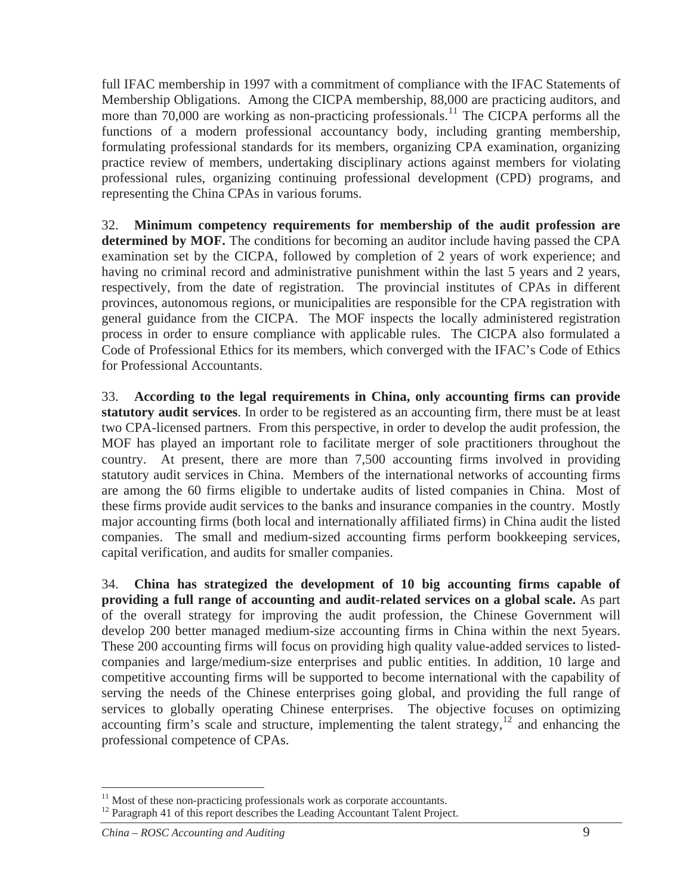full IFAC membership in 1997 with a commitment of compliance with the IFAC Statements of Membership Obligations. Among the CICPA membership, 88,000 are practicing auditors, and more than 70,000 are working as non-practicing professionals.[11] The CICPA performs all the functions of a modern professional accountancy body, including granting membership, formulating professional standards for its members, organizing CPA examination, organizing practice review of members, undertaking disciplinary actions against members for violating professional rules, organizing continuing professional development (CPD) programs, and representing the China CPAs in various forums.

32. **Minimum competency requirements for membership of the audit profession are determined by MOF.** The conditions for becoming an auditor include having passed the CPA examination set by the CICPA, followed by completion of 2 years of work experience; and having no criminal record and administrative punishment within the last 5 years and 2 years, respectively, from the date of registration. The provincial institutes of CPAs in different provinces, autonomous regions, or municipalities are responsible for the CPA registration with general guidance from the CICPA. The MOF inspects the locally administered registration process in order to ensure compliance with applicable rules. The CICPA also formulated a Code of Professional Ethics for its members, which converged with the IFAC's Code of Ethics for Professional Accountants.

33. **According to the legal requirements in China, only accounting firms can provide statutory audit services**. In order to be registered as an accounting firm, there must be at least two CPA-licensed partners. From this perspective, in order to develop the audit profession, the MOF has played an important role to facilitate merger of sole practitioners throughout the country. At present, there are more than 7,500 accounting firms involved in providing statutory audit services in China. Members of the international networks of accounting firms are among the 60 firms eligible to undertake audits of listed companies in China. Most of these firms provide audit services to the banks and insurance companies in the country. Mostly major accounting firms (both local and internationally affiliated firms) in China audit the listed companies. The small and medium-sized accounting firms perform bookkeeping services, capital verification, and audits for smaller companies.

34. **China has strategized the development of 10 big accounting firms capable of providing a full range of accounting and audit-related services on a global scale.** As part of the overall strategy for improving the audit profession, the Chinese Government will develop 200 better managed medium-size accounting firms in China within the next 5years. These 200 accounting firms will focus on providing high quality value-added services to listed-companies and large/medium-size enterprises and public entities. In addition, 10 large and competitive accounting firms will be supported to become international with the capability of serving the needs of the Chinese enterprises going global, and providing the full range of services to globally operating Chinese enterprises. The objective focuses on optimizing accounting firm's scale and structure, implementing the talent strategy,[12] and enhancing the professional competence of CPAs.

---

[11] Most of these non-practicing professionals work as corporate accountants.

[12] Paragraph 41 of this report describes the Leading Accountant Talent Project.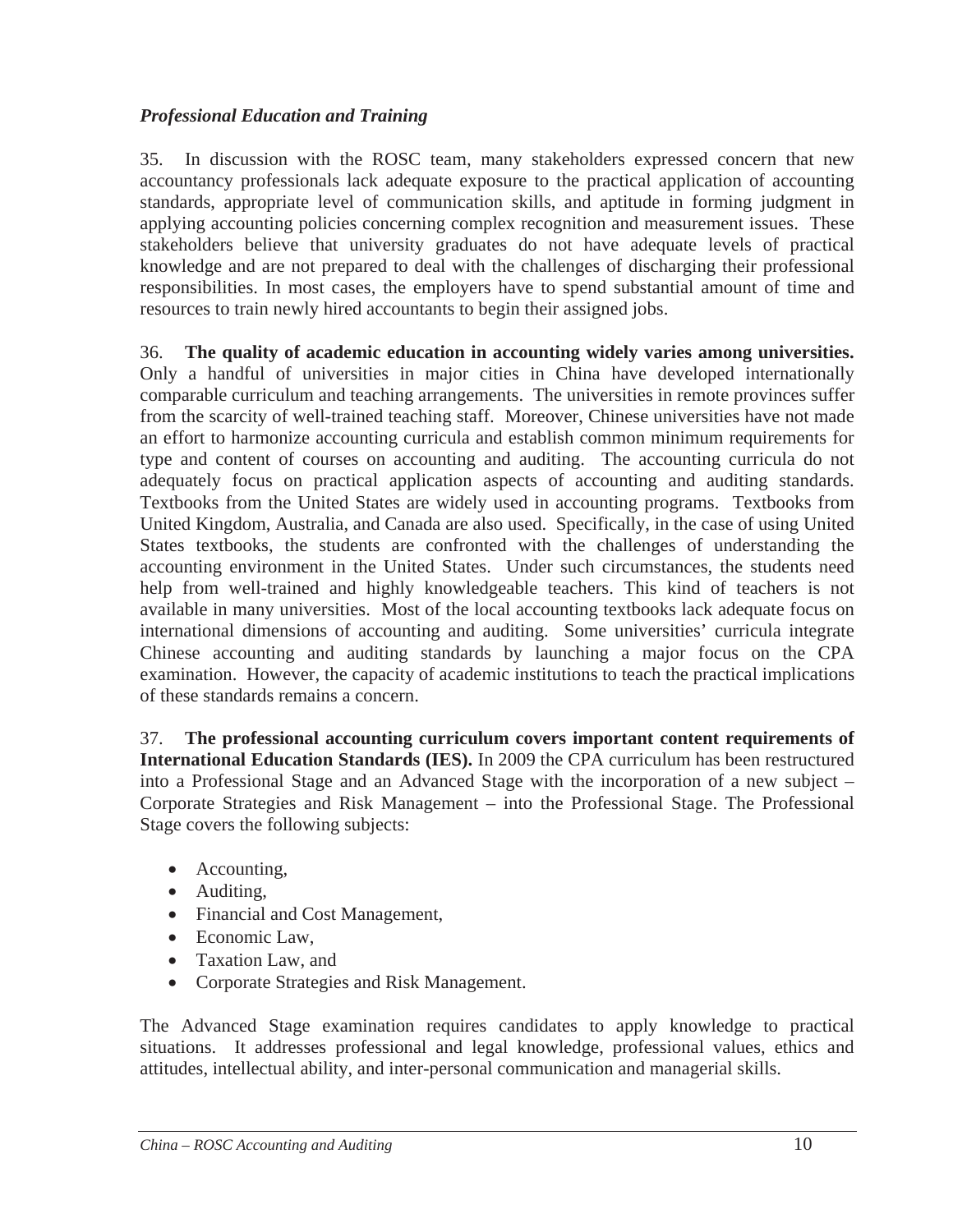*Professional Education and Training*

35. In discussion with the ROSC team, many stakeholders expressed concern that new accountancy professionals lack adequate exposure to the practical application of accounting standards, appropriate level of communication skills, and aptitude in forming judgment in applying accounting policies concerning complex recognition and measurement issues. These stakeholders believe that university graduates do not have adequate levels of practical knowledge and are not prepared to deal with the challenges of discharging their professional responsibilities. In most cases, the employers have to spend substantial amount of time and resources to train newly hired accountants to begin their assigned jobs.

36. **The quality of academic education in accounting widely varies among universities.** Only a handful of universities in major cities in China have developed internationally comparable curriculum and teaching arrangements. The universities in remote provinces suffer from the scarcity of well-trained teaching staff. Moreover, Chinese universities have not made an effort to harmonize accounting curricula and establish common minimum requirements for type and content of courses on accounting and auditing. The accounting curricula do not adequately focus on practical application aspects of accounting and auditing standards. Textbooks from the United States are widely used in accounting programs. Textbooks from United Kingdom, Australia, and Canada are also used. Specifically, in the case of using United States textbooks, the students are confronted with the challenges of understanding the accounting environment in the United States. Under such circumstances, the students need help from well-trained and highly knowledgeable teachers. This kind of teachers is not available in many universities. Most of the local accounting textbooks lack adequate focus on international dimensions of accounting and auditing. Some universities' curricula integrate Chinese accounting and auditing standards by launching a major focus on the CPA examination. However, the capacity of academic institutions to teach the practical implications of these standards remains a concern.

37. **The professional accounting curriculum covers important content requirements of International Education Standards (IES).** In 2009 the CPA curriculum has been restructured into a Professional Stage and an Advanced Stage with the incorporation of a new subject – Corporate Strategies and Risk Management – into the Professional Stage. The Professional Stage covers the following subjects:

- Accounting,
- Auditing,
- Financial and Cost Management,
- Economic Law,
- Taxation Law, and
- Corporate Strategies and Risk Management.

The Advanced Stage examination requires candidates to apply knowledge to practical situations. It addresses professional and legal knowledge, professional values, ethics and attitudes, intellectual ability, and inter-personal communication and managerial skills.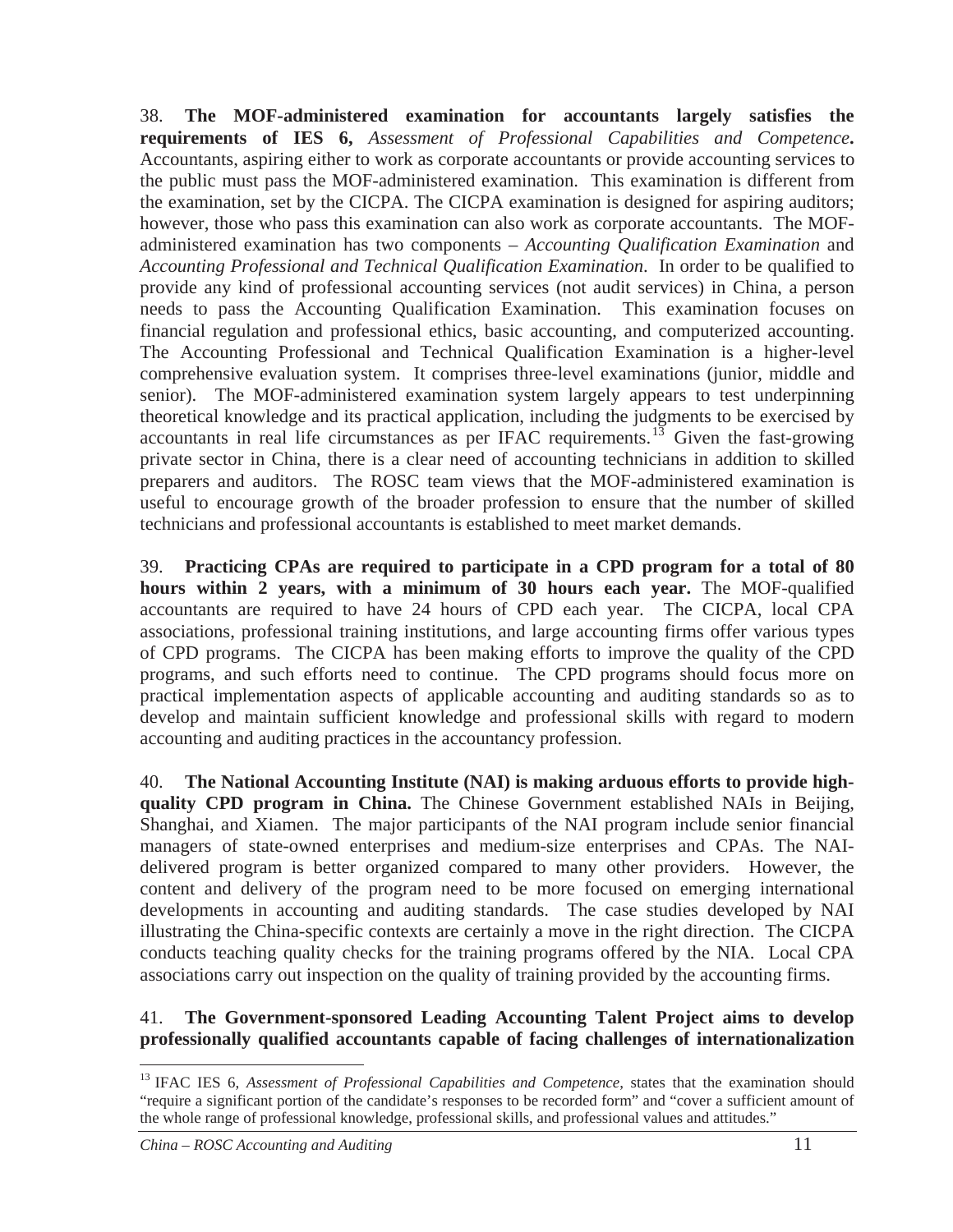38. **The MOF-administered examination for accountants largely satisfies the requirements of IES 6,** *Assessment of Professional Capabilities and Competence***.** Accountants, aspiring either to work as corporate accountants or provide accounting services to the public must pass the MOF-administered examination. This examination is different from the examination, set by the CICPA. The CICPA examination is designed for aspiring auditors; however, those who pass this examination can also work as corporate accountants. The MOF-administered examination has two components – *Accounting Qualification Examination* and *Accounting Professional and Technical Qualification Examination*. In order to be qualified to provide any kind of professional accounting services (not audit services) in China, a person needs to pass the Accounting Qualification Examination. This examination focuses on financial regulation and professional ethics, basic accounting, and computerized accounting. The Accounting Professional and Technical Qualification Examination is a higher-level comprehensive evaluation system. It comprises three-level examinations (junior, middle and senior). The MOF-administered examination system largely appears to test underpinning theoretical knowledge and its practical application, including the judgments to be exercised by accountants in real life circumstances as per IFAC requirements.[13] Given the fast-growing private sector in China, there is a clear need of accounting technicians in addition to skilled preparers and auditors. The ROSC team views that the MOF-administered examination is useful to encourage growth of the broader profession to ensure that the number of skilled technicians and professional accountants is established to meet market demands.

39. **Practicing CPAs are required to participate in a CPD program for a total of 80 hours within 2 years, with a minimum of 30 hours each year.** The MOF-qualified accountants are required to have 24 hours of CPD each year. The CICPA, local CPA associations, professional training institutions, and large accounting firms offer various types of CPD programs. The CICPA has been making efforts to improve the quality of the CPD programs, and such efforts need to continue. The CPD programs should focus more on practical implementation aspects of applicable accounting and auditing standards so as to develop and maintain sufficient knowledge and professional skills with regard to modern accounting and auditing practices in the accountancy profession.

40. **The National Accounting Institute (NAI) is making arduous efforts to provide high-quality CPD program in China.** The Chinese Government established NAIs in Beijing, Shanghai, and Xiamen. The major participants of the NAI program include senior financial managers of state-owned enterprises and medium-size enterprises and CPAs. The NAI-delivered program is better organized compared to many other providers. However, the content and delivery of the program need to be more focused on emerging international developments in accounting and auditing standards. The case studies developed by NAI illustrating the China-specific contexts are certainly a move in the right direction. The CICPA conducts teaching quality checks for the training programs offered by the NIA. Local CPA associations carry out inspection on the quality of training provided by the accounting firms.

41. **The Government-sponsored Leading Accounting Talent Project aims to develop professionally qualified accountants capable of facing challenges of internationalization**

[13] IFAC IES 6, *Assessment of Professional Capabilities and Competence,* states that the examination should "require a significant portion of the candidate's responses to be recorded form" and "cover a sufficient amount of the whole range of professional knowledge, professional skills, and professional values and attitudes."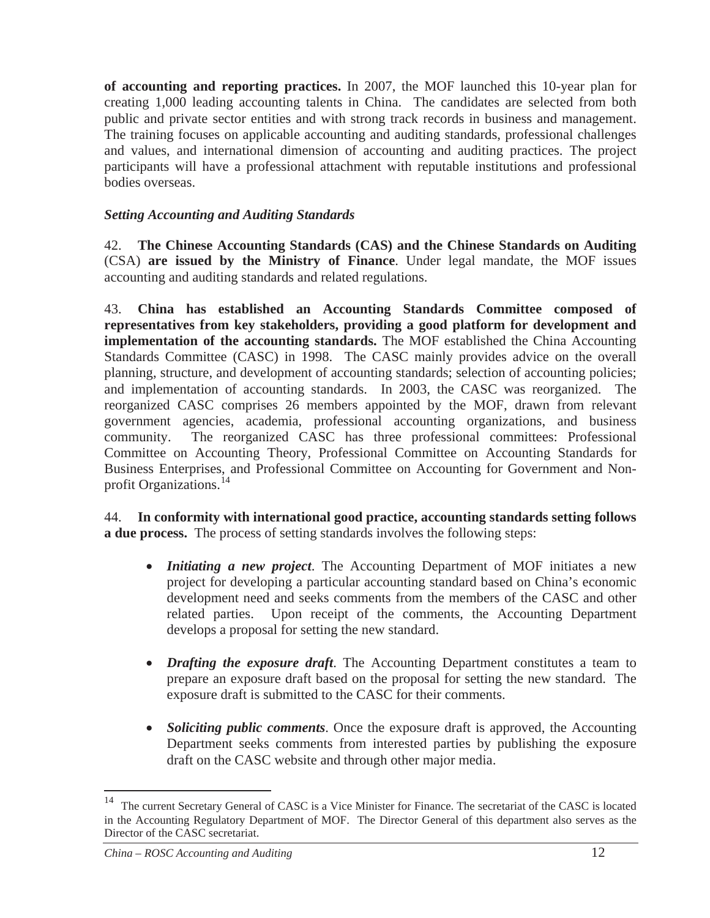**of accounting and reporting practices.** In 2007, the MOF launched this 10-year plan for creating 1,000 leading accounting talents in China. The candidates are selected from both public and private sector entities and with strong track records in business and management. The training focuses on applicable accounting and auditing standards, professional challenges and values, and international dimension of accounting and auditing practices. The project participants will have a professional attachment with reputable institutions and professional bodies overseas.

*Setting Accounting and Auditing Standards*

42. **The Chinese Accounting Standards (CAS) and the Chinese Standards on Auditing** (CSA) **are issued by the Ministry of Finance**. Under legal mandate, the MOF issues accounting and auditing standards and related regulations.

43. **China has established an Accounting Standards Committee composed of representatives from key stakeholders, providing a good platform for development and implementation of the accounting standards.** The MOF established the China Accounting Standards Committee (CASC) in 1998. The CASC mainly provides advice on the overall planning, structure, and development of accounting standards; selection of accounting policies; and implementation of accounting standards. In 2003, the CASC was reorganized. The reorganized CASC comprises 26 members appointed by the MOF, drawn from relevant government agencies, academia, professional accounting organizations, and business community. The reorganized CASC has three professional committees: Professional Committee on Accounting Theory, Professional Committee on Accounting Standards for Business Enterprises, and Professional Committee on Accounting for Government and Non-profit Organizations.[14]

44. **In conformity with international good practice, accounting standards setting follows a due process.** The process of setting standards involves the following steps:

- ***Initiating a new project***. The Accounting Department of MOF initiates a new project for developing a particular accounting standard based on China's economic development need and seeks comments from the members of the CASC and other related parties. Upon receipt of the comments, the Accounting Department develops a proposal for setting the new standard.

- ***Drafting the exposure draft***. The Accounting Department constitutes a team to prepare an exposure draft based on the proposal for setting the new standard. The exposure draft is submitted to the CASC for their comments.

- ***Soliciting public comments***. Once the exposure draft is approved, the Accounting Department seeks comments from interested parties by publishing the exposure draft on the CASC website and through other major media.

[14] The current Secretary General of CASC is a Vice Minister for Finance. The secretariat of the CASC is located in the Accounting Regulatory Department of MOF. The Director General of this department also serves as the Director of the CASC secretariat.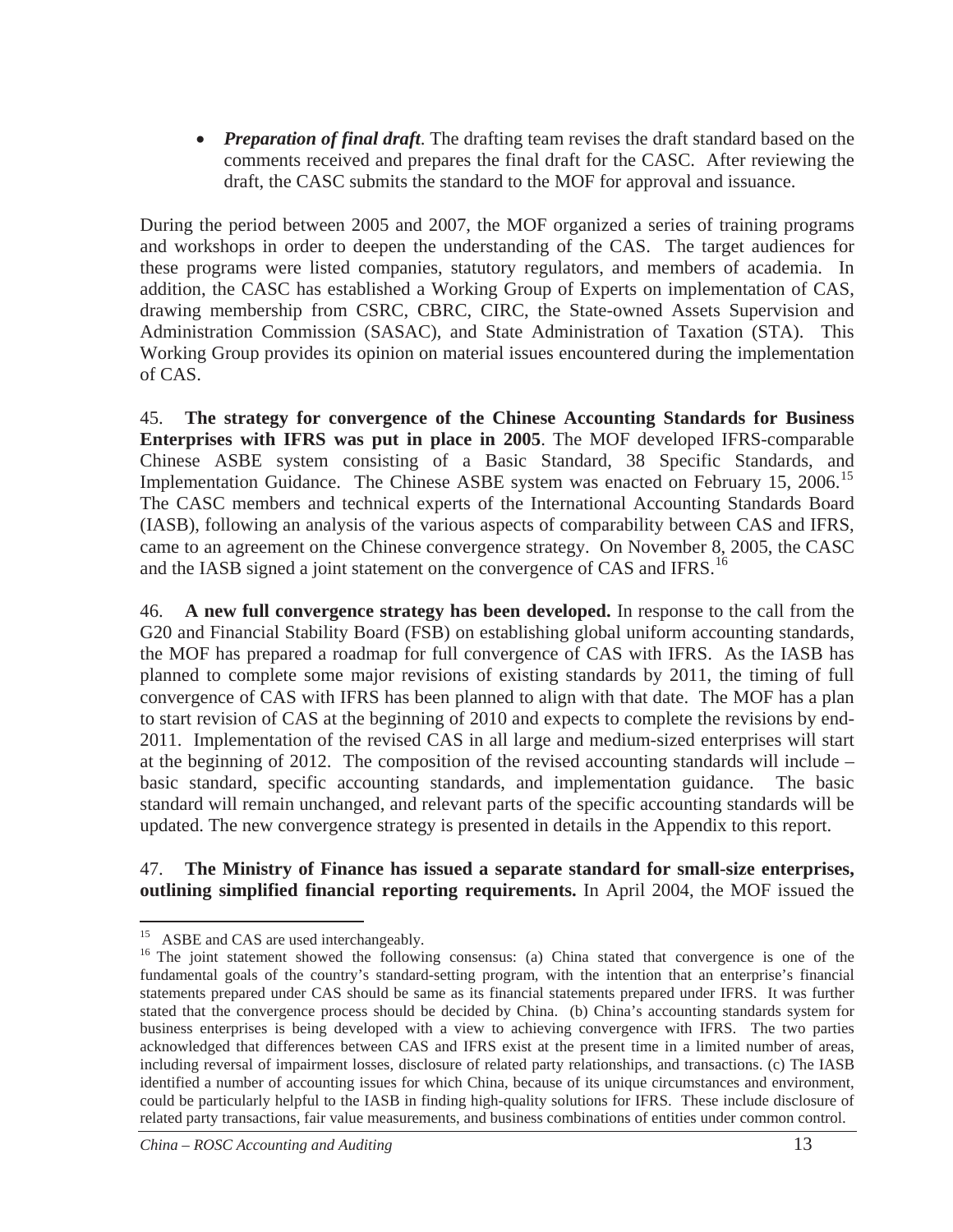- ***Preparation of final draft***. The drafting team revises the draft standard based on the comments received and prepares the final draft for the CASC. After reviewing the draft, the CASC submits the standard to the MOF for approval and issuance.

During the period between 2005 and 2007, the MOF organized a series of training programs and workshops in order to deepen the understanding of the CAS. The target audiences for these programs were listed companies, statutory regulators, and members of academia. In addition, the CASC has established a Working Group of Experts on implementation of CAS, drawing membership from CSRC, CBRC, CIRC, the State-owned Assets Supervision and Administration Commission (SASAC), and State Administration of Taxation (STA). This Working Group provides its opinion on material issues encountered during the implementation of CAS.

45. **The strategy for convergence of the Chinese Accounting Standards for Business Enterprises with IFRS was put in place in 2005**. The MOF developed IFRS-comparable Chinese ASBE system consisting of a Basic Standard, 38 Specific Standards, and Implementation Guidance. The Chinese ASBE system was enacted on February 15, 2006.[15] The CASC members and technical experts of the International Accounting Standards Board (IASB), following an analysis of the various aspects of comparability between CAS and IFRS, came to an agreement on the Chinese convergence strategy. On November 8, 2005, the CASC and the IASB signed a joint statement on the convergence of CAS and IFRS.[16]

46. **A new full convergence strategy has been developed.** In response to the call from the G20 and Financial Stability Board (FSB) on establishing global uniform accounting standards, the MOF has prepared a roadmap for full convergence of CAS with IFRS. As the IASB has planned to complete some major revisions of existing standards by 2011, the timing of full convergence of CAS with IFRS has been planned to align with that date. The MOF has a plan to start revision of CAS at the beginning of 2010 and expects to complete the revisions by end-2011. Implementation of the revised CAS in all large and medium-sized enterprises will start at the beginning of 2012. The composition of the revised accounting standards will include – basic standard, specific accounting standards, and implementation guidance. The basic standard will remain unchanged, and relevant parts of the specific accounting standards will be updated. The new convergence strategy is presented in details in the Appendix to this report.

47. **The Ministry of Finance has issued a separate standard for small-size enterprises, outlining simplified financial reporting requirements.** In April 2004, the MOF issued the

---

[15] ASBE and CAS are used interchangeably.

[16] The joint statement showed the following consensus: (a) China stated that convergence is one of the fundamental goals of the country's standard-setting program, with the intention that an enterprise's financial statements prepared under CAS should be same as its financial statements prepared under IFRS. It was further stated that the convergence process should be decided by China. (b) China's accounting standards system for business enterprises is being developed with a view to achieving convergence with IFRS. The two parties acknowledged that differences between CAS and IFRS exist at the present time in a limited number of areas, including reversal of impairment losses, disclosure of related party relationships, and transactions. (c) The IASB identified a number of accounting issues for which China, because of its unique circumstances and environment, could be particularly helpful to the IASB in finding high-quality solutions for IFRS. These include disclosure of related party transactions, fair value measurements, and business combinations of entities under common control.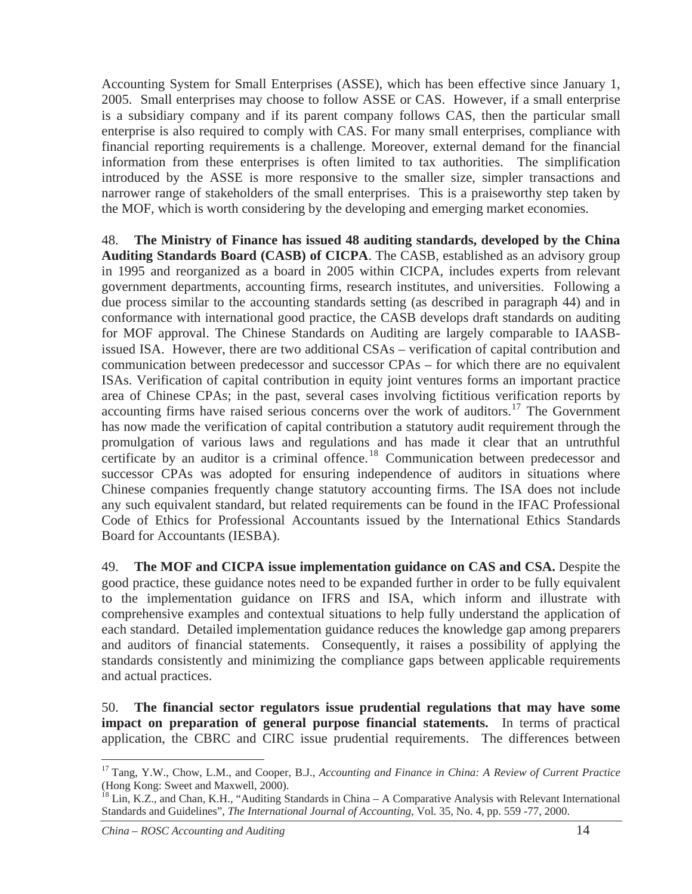Accounting System for Small Enterprises (ASSE), which has been effective since January 1, 2005. Small enterprises may choose to follow ASSE or CAS. However, if a small enterprise is a subsidiary company and if its parent company follows CAS, then the particular small enterprise is also required to comply with CAS. For many small enterprises, compliance with financial reporting requirements is a challenge. Moreover, external demand for the financial information from these enterprises is often limited to tax authorities. The simplification introduced by the ASSE is more responsive to the smaller size, simpler transactions and narrower range of stakeholders of the small enterprises. This is a praiseworthy step taken by the MOF, which is worth considering by the developing and emerging market economies.

48. **The Ministry of Finance has issued 48 auditing standards, developed by the China Auditing Standards Board (CASB) of CICPA**. The CASB, established as an advisory group in 1995 and reorganized as a board in 2005 within CICPA, includes experts from relevant government departments, accounting firms, research institutes, and universities. Following a due process similar to the accounting standards setting (as described in paragraph 44) and in conformance with international good practice, the CASB develops draft standards on auditing for MOF approval. The Chinese Standards on Auditing are largely comparable to IAASB-issued ISA. However, there are two additional CSAs – verification of capital contribution and communication between predecessor and successor CPAs – for which there are no equivalent ISAs. Verification of capital contribution in equity joint ventures forms an important practice area of Chinese CPAs; in the past, several cases involving fictitious verification reports by accounting firms have raised serious concerns over the work of auditors.[17] The Government has now made the verification of capital contribution a statutory audit requirement through the promulgation of various laws and regulations and has made it clear that an untruthful certificate by an auditor is a criminal offence.[18] Communication between predecessor and successor CPAs was adopted for ensuring independence of auditors in situations where Chinese companies frequently change statutory accounting firms. The ISA does not include any such equivalent standard, but related requirements can be found in the IFAC Professional Code of Ethics for Professional Accountants issued by the International Ethics Standards Board for Accountants (IESBA).

49. **The MOF and CICPA issue implementation guidance on CAS and CSA.** Despite the good practice, these guidance notes need to be expanded further in order to be fully equivalent to the implementation guidance on IFRS and ISA, which inform and illustrate with comprehensive examples and contextual situations to help fully understand the application of each standard. Detailed implementation guidance reduces the knowledge gap among preparers and auditors of financial statements. Consequently, it raises a possibility of applying the standards consistently and minimizing the compliance gaps between applicable requirements and actual practices.

50. **The financial sector regulators issue prudential regulations that may have some impact on preparation of general purpose financial statements.** In terms of practical application, the CBRC and CIRC issue prudential requirements. The differences between

---

[17] Tang, Y.W., Chow, L.M., and Cooper, B.J., *Accounting and Finance in China: A Review of Current Practice* (Hong Kong: Sweet and Maxwell, 2000).

[18] Lin, K.Z., and Chan, K.H., "Auditing Standards in China – A Comparative Analysis with Relevant International Standards and Guidelines", *The International Journal of Accounting*, Vol. 35, No. 4, pp. 559 -77, 2000.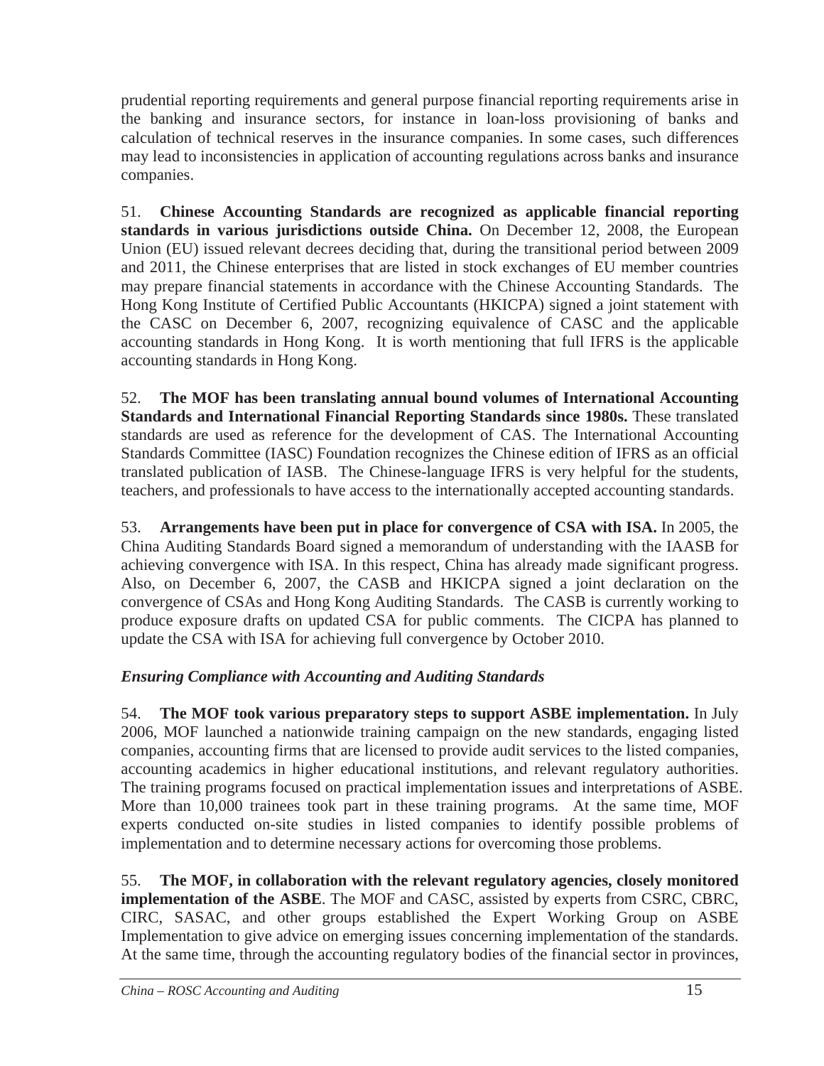prudential reporting requirements and general purpose financial reporting requirements arise in the banking and insurance sectors, for instance in loan-loss provisioning of banks and calculation of technical reserves in the insurance companies. In some cases, such differences may lead to inconsistencies in application of accounting regulations across banks and insurance companies.

51. **Chinese Accounting Standards are recognized as applicable financial reporting standards in various jurisdictions outside China.** On December 12, 2008, the European Union (EU) issued relevant decrees deciding that, during the transitional period between 2009 and 2011, the Chinese enterprises that are listed in stock exchanges of EU member countries may prepare financial statements in accordance with the Chinese Accounting Standards. The Hong Kong Institute of Certified Public Accountants (HKICPA) signed a joint statement with the CASC on December 6, 2007, recognizing equivalence of CASC and the applicable accounting standards in Hong Kong. It is worth mentioning that full IFRS is the applicable accounting standards in Hong Kong.

52. **The MOF has been translating annual bound volumes of International Accounting Standards and International Financial Reporting Standards since 1980s.** These translated standards are used as reference for the development of CAS. The International Accounting Standards Committee (IASC) Foundation recognizes the Chinese edition of IFRS as an official translated publication of IASB. The Chinese-language IFRS is very helpful for the students, teachers, and professionals to have access to the internationally accepted accounting standards.

53. **Arrangements have been put in place for convergence of CSA with ISA.** In 2005, the China Auditing Standards Board signed a memorandum of understanding with the IAASB for achieving convergence with ISA. In this respect, China has already made significant progress. Also, on December 6, 2007, the CASB and HKICPA signed a joint declaration on the convergence of CSAs and Hong Kong Auditing Standards. The CASB is currently working to produce exposure drafts on updated CSA for public comments. The CICPA has planned to update the CSA with ISA for achieving full convergence by October 2010.

### *Ensuring Compliance with Accounting and Auditing Standards*

54. **The MOF took various preparatory steps to support ASBE implementation.** In July 2006, MOF launched a nationwide training campaign on the new standards, engaging listed companies, accounting firms that are licensed to provide audit services to the listed companies, accounting academics in higher educational institutions, and relevant regulatory authorities. The training programs focused on practical implementation issues and interpretations of ASBE. More than 10,000 trainees took part in these training programs. At the same time, MOF experts conducted on-site studies in listed companies to identify possible problems of implementation and to determine necessary actions for overcoming those problems.

55. **The MOF, in collaboration with the relevant regulatory agencies, closely monitored implementation of the ASBE**. The MOF and CASC, assisted by experts from CSRC, CBRC, CIRC, SASAC, and other groups established the Expert Working Group on ASBE Implementation to give advice on emerging issues concerning implementation of the standards. At the same time, through the accounting regulatory bodies of the financial sector in provinces,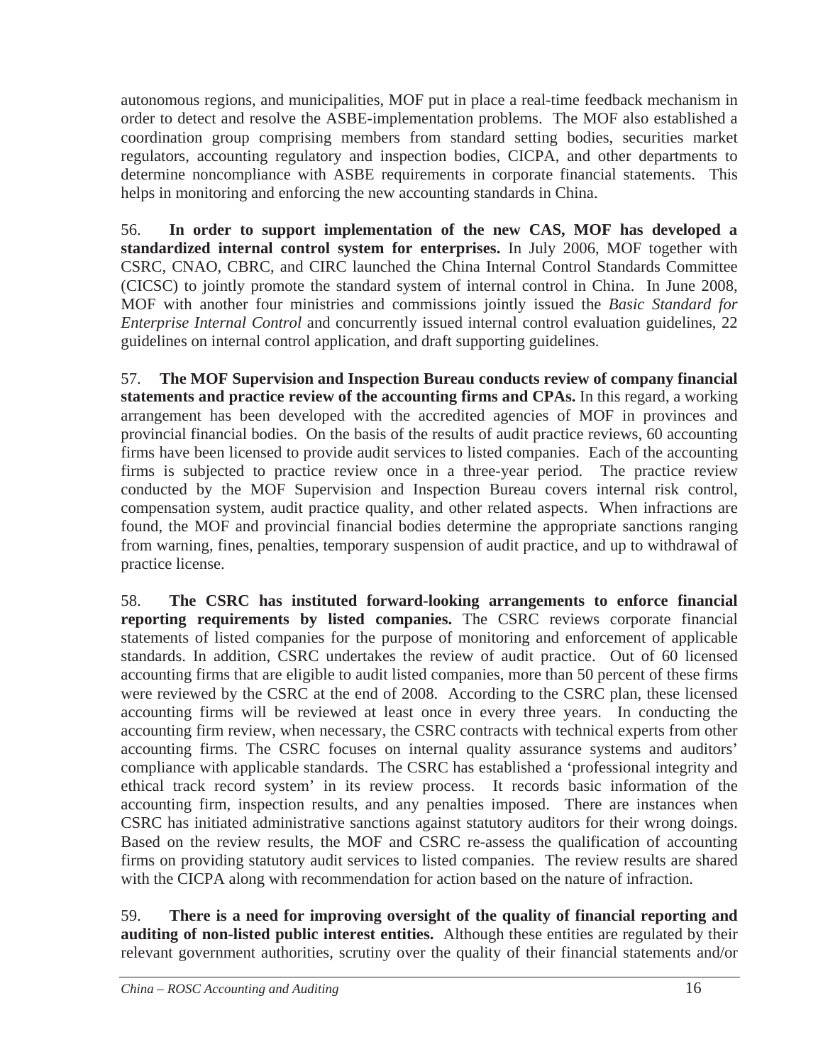autonomous regions, and municipalities, MOF put in place a real-time feedback mechanism in order to detect and resolve the ASBE-implementation problems. The MOF also established a coordination group comprising members from standard setting bodies, securities market regulators, accounting regulatory and inspection bodies, CICPA, and other departments to determine noncompliance with ASBE requirements in corporate financial statements. This helps in monitoring and enforcing the new accounting standards in China.

56. **In order to support implementation of the new CAS, MOF has developed a standardized internal control system for enterprises.** In July 2006, MOF together with CSRC, CNAO, CBRC, and CIRC launched the China Internal Control Standards Committee (CICSC) to jointly promote the standard system of internal control in China. In June 2008, MOF with another four ministries and commissions jointly issued the *Basic Standard for Enterprise Internal Control* and concurrently issued internal control evaluation guidelines, 22 guidelines on internal control application, and draft supporting guidelines.

57. **The MOF Supervision and Inspection Bureau conducts review of company financial statements and practice review of the accounting firms and CPAs.** In this regard, a working arrangement has been developed with the accredited agencies of MOF in provinces and provincial financial bodies. On the basis of the results of audit practice reviews, 60 accounting firms have been licensed to provide audit services to listed companies. Each of the accounting firms is subjected to practice review once in a three-year period. The practice review conducted by the MOF Supervision and Inspection Bureau covers internal risk control, compensation system, audit practice quality, and other related aspects. When infractions are found, the MOF and provincial financial bodies determine the appropriate sanctions ranging from warning, fines, penalties, temporary suspension of audit practice, and up to withdrawal of practice license.

58. **The CSRC has instituted forward-looking arrangements to enforce financial reporting requirements by listed companies.** The CSRC reviews corporate financial statements of listed companies for the purpose of monitoring and enforcement of applicable standards. In addition, CSRC undertakes the review of audit practice. Out of 60 licensed accounting firms that are eligible to audit listed companies, more than 50 percent of these firms were reviewed by the CSRC at the end of 2008. According to the CSRC plan, these licensed accounting firms will be reviewed at least once in every three years. In conducting the accounting firm review, when necessary, the CSRC contracts with technical experts from other accounting firms. The CSRC focuses on internal quality assurance systems and auditors' compliance with applicable standards. The CSRC has established a 'professional integrity and ethical track record system' in its review process. It records basic information of the accounting firm, inspection results, and any penalties imposed. There are instances when CSRC has initiated administrative sanctions against statutory auditors for their wrong doings. Based on the review results, the MOF and CSRC re-assess the qualification of accounting firms on providing statutory audit services to listed companies. The review results are shared with the CICPA along with recommendation for action based on the nature of infraction.

59. **There is a need for improving oversight of the quality of financial reporting and auditing of non-listed public interest entities.** Although these entities are regulated by their relevant government authorities, scrutiny over the quality of their financial statements and/or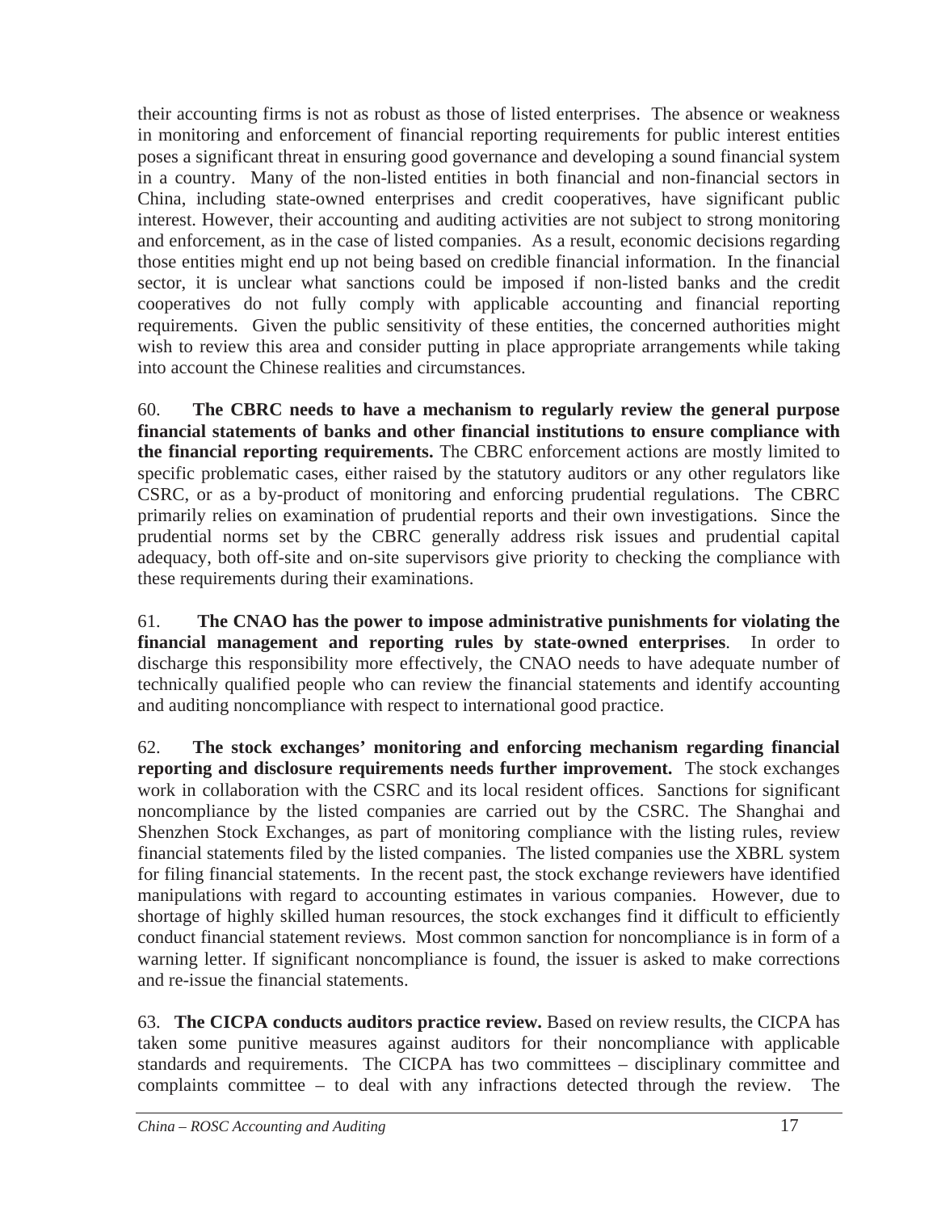their accounting firms is not as robust as those of listed enterprises. The absence or weakness in monitoring and enforcement of financial reporting requirements for public interest entities poses a significant threat in ensuring good governance and developing a sound financial system in a country. Many of the non-listed entities in both financial and non-financial sectors in China, including state-owned enterprises and credit cooperatives, have significant public interest. However, their accounting and auditing activities are not subject to strong monitoring and enforcement, as in the case of listed companies. As a result, economic decisions regarding those entities might end up not being based on credible financial information. In the financial sector, it is unclear what sanctions could be imposed if non-listed banks and the credit cooperatives do not fully comply with applicable accounting and financial reporting requirements. Given the public sensitivity of these entities, the concerned authorities might wish to review this area and consider putting in place appropriate arrangements while taking into account the Chinese realities and circumstances.

60. **The CBRC needs to have a mechanism to regularly review the general purpose financial statements of banks and other financial institutions to ensure compliance with the financial reporting requirements.** The CBRC enforcement actions are mostly limited to specific problematic cases, either raised by the statutory auditors or any other regulators like CSRC, or as a by-product of monitoring and enforcing prudential regulations. The CBRC primarily relies on examination of prudential reports and their own investigations. Since the prudential norms set by the CBRC generally address risk issues and prudential capital adequacy, both off-site and on-site supervisors give priority to checking the compliance with these requirements during their examinations.

61. **The CNAO has the power to impose administrative punishments for violating the financial management and reporting rules by state-owned enterprises**. In order to discharge this responsibility more effectively, the CNAO needs to have adequate number of technically qualified people who can review the financial statements and identify accounting and auditing noncompliance with respect to international good practice.

62. **The stock exchanges' monitoring and enforcing mechanism regarding financial reporting and disclosure requirements needs further improvement.** The stock exchanges work in collaboration with the CSRC and its local resident offices. Sanctions for significant noncompliance by the listed companies are carried out by the CSRC. The Shanghai and Shenzhen Stock Exchanges, as part of monitoring compliance with the listing rules, review financial statements filed by the listed companies. The listed companies use the XBRL system for filing financial statements. In the recent past, the stock exchange reviewers have identified manipulations with regard to accounting estimates in various companies. However, due to shortage of highly skilled human resources, the stock exchanges find it difficult to efficiently conduct financial statement reviews. Most common sanction for noncompliance is in form of a warning letter. If significant noncompliance is found, the issuer is asked to make corrections and re-issue the financial statements.

63. **The CICPA conducts auditors practice review.** Based on review results, the CICPA has taken some punitive measures against auditors for their noncompliance with applicable standards and requirements. The CICPA has two committees – disciplinary committee and complaints committee – to deal with any infractions detected through the review. The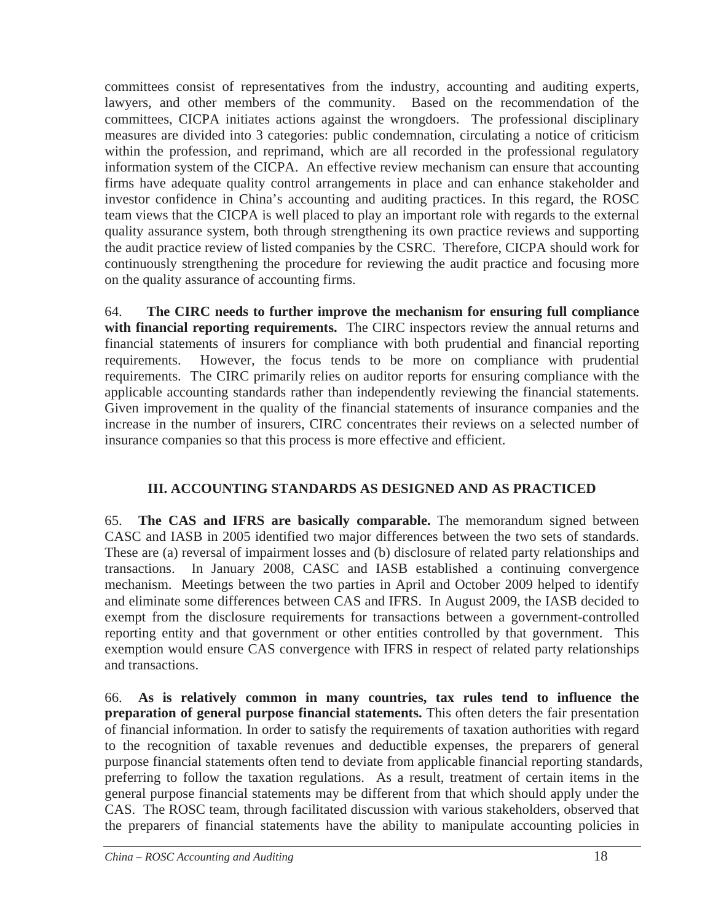committees consist of representatives from the industry, accounting and auditing experts, lawyers, and other members of the community. Based on the recommendation of the committees, CICPA initiates actions against the wrongdoers. The professional disciplinary measures are divided into 3 categories: public condemnation, circulating a notice of criticism within the profession, and reprimand, which are all recorded in the professional regulatory information system of the CICPA. An effective review mechanism can ensure that accounting firms have adequate quality control arrangements in place and can enhance stakeholder and investor confidence in China's accounting and auditing practices. In this regard, the ROSC team views that the CICPA is well placed to play an important role with regards to the external quality assurance system, both through strengthening its own practice reviews and supporting the audit practice review of listed companies by the CSRC. Therefore, CICPA should work for continuously strengthening the procedure for reviewing the audit practice and focusing more on the quality assurance of accounting firms.

64. **The CIRC needs to further improve the mechanism for ensuring full compliance with financial reporting requirements.** The CIRC inspectors review the annual returns and financial statements of insurers for compliance with both prudential and financial reporting requirements. However, the focus tends to be more on compliance with prudential requirements. The CIRC primarily relies on auditor reports for ensuring compliance with the applicable accounting standards rather than independently reviewing the financial statements. Given improvement in the quality of the financial statements of insurance companies and the increase in the number of insurers, CIRC concentrates their reviews on a selected number of insurance companies so that this process is more effective and efficient.

## III. ACCOUNTING STANDARDS AS DESIGNED AND AS PRACTICED

65. **The CAS and IFRS are basically comparable.** The memorandum signed between CASC and IASB in 2005 identified two major differences between the two sets of standards. These are (a) reversal of impairment losses and (b) disclosure of related party relationships and transactions. In January 2008, CASC and IASB established a continuing convergence mechanism. Meetings between the two parties in April and October 2009 helped to identify and eliminate some differences between CAS and IFRS. In August 2009, the IASB decided to exempt from the disclosure requirements for transactions between a government-controlled reporting entity and that government or other entities controlled by that government. This exemption would ensure CAS convergence with IFRS in respect of related party relationships and transactions.

66. **As is relatively common in many countries, tax rules tend to influence the preparation of general purpose financial statements.** This often deters the fair presentation of financial information. In order to satisfy the requirements of taxation authorities with regard to the recognition of taxable revenues and deductible expenses, the preparers of general purpose financial statements often tend to deviate from applicable financial reporting standards, preferring to follow the taxation regulations. As a result, treatment of certain items in the general purpose financial statements may be different from that which should apply under the CAS. The ROSC team, through facilitated discussion with various stakeholders, observed that the preparers of financial statements have the ability to manipulate accounting policies in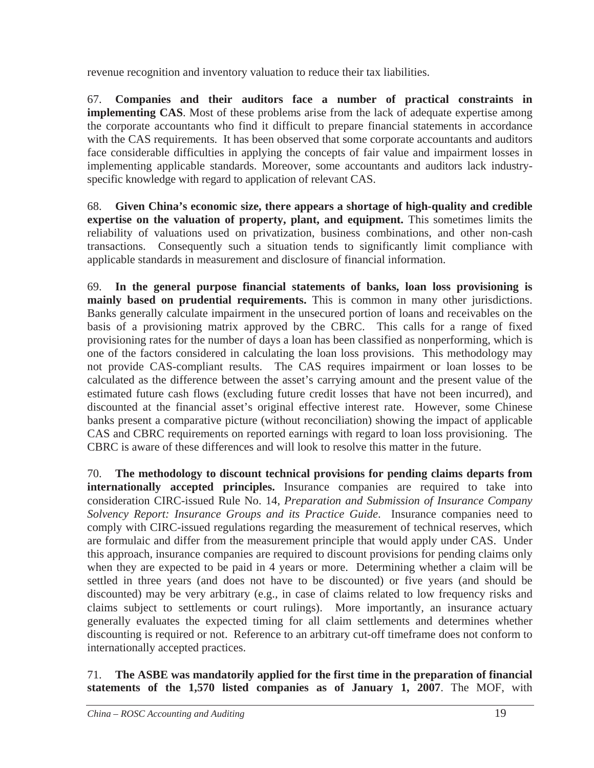revenue recognition and inventory valuation to reduce their tax liabilities.

67. **Companies and their auditors face a number of practical constraints in implementing CAS**. Most of these problems arise from the lack of adequate expertise among the corporate accountants who find it difficult to prepare financial statements in accordance with the CAS requirements. It has been observed that some corporate accountants and auditors face considerable difficulties in applying the concepts of fair value and impairment losses in implementing applicable standards. Moreover, some accountants and auditors lack industry-specific knowledge with regard to application of relevant CAS.

68. **Given China's economic size, there appears a shortage of high-quality and credible expertise on the valuation of property, plant, and equipment.** This sometimes limits the reliability of valuations used on privatization, business combinations, and other non-cash transactions. Consequently such a situation tends to significantly limit compliance with applicable standards in measurement and disclosure of financial information.

69. **In the general purpose financial statements of banks, loan loss provisioning is mainly based on prudential requirements.** This is common in many other jurisdictions. Banks generally calculate impairment in the unsecured portion of loans and receivables on the basis of a provisioning matrix approved by the CBRC. This calls for a range of fixed provisioning rates for the number of days a loan has been classified as nonperforming, which is one of the factors considered in calculating the loan loss provisions. This methodology may not provide CAS-compliant results. The CAS requires impairment or loan losses to be calculated as the difference between the asset's carrying amount and the present value of the estimated future cash flows (excluding future credit losses that have not been incurred), and discounted at the financial asset's original effective interest rate. However, some Chinese banks present a comparative picture (without reconciliation) showing the impact of applicable CAS and CBRC requirements on reported earnings with regard to loan loss provisioning. The CBRC is aware of these differences and will look to resolve this matter in the future.

70. **The methodology to discount technical provisions for pending claims departs from internationally accepted principles.** Insurance companies are required to take into consideration CIRC-issued Rule No. 14, *Preparation and Submission of Insurance Company Solvency Report: Insurance Groups and its Practice Guide*. Insurance companies need to comply with CIRC-issued regulations regarding the measurement of technical reserves, which are formulaic and differ from the measurement principle that would apply under CAS. Under this approach, insurance companies are required to discount provisions for pending claims only when they are expected to be paid in 4 years or more. Determining whether a claim will be settled in three years (and does not have to be discounted) or five years (and should be discounted) may be very arbitrary (e.g., in case of claims related to low frequency risks and claims subject to settlements or court rulings). More importantly, an insurance actuary generally evaluates the expected timing for all claim settlements and determines whether discounting is required or not. Reference to an arbitrary cut-off timeframe does not conform to internationally accepted practices.

71. **The ASBE was mandatorily applied for the first time in the preparation of financial statements of the 1,570 listed companies as of January 1, 2007**. The MOF, with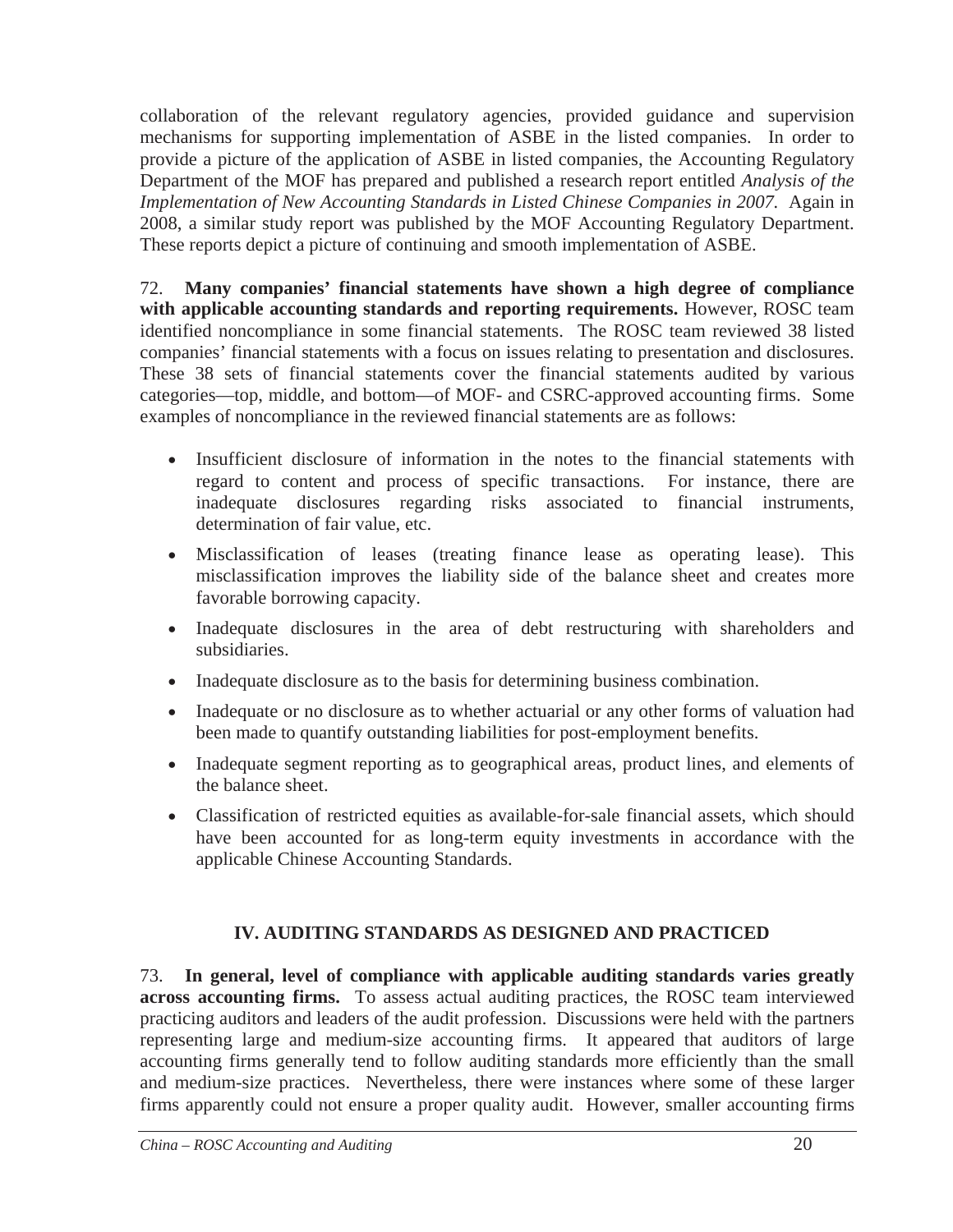collaboration of the relevant regulatory agencies, provided guidance and supervision mechanisms for supporting implementation of ASBE in the listed companies. In order to provide a picture of the application of ASBE in listed companies, the Accounting Regulatory Department of the MOF has prepared and published a research report entitled *Analysis of the Implementation of New Accounting Standards in Listed Chinese Companies in 2007*. Again in 2008, a similar study report was published by the MOF Accounting Regulatory Department. These reports depict a picture of continuing and smooth implementation of ASBE.

72. **Many companies' financial statements have shown a high degree of compliance with applicable accounting standards and reporting requirements.** However, ROSC team identified noncompliance in some financial statements. The ROSC team reviewed 38 listed companies' financial statements with a focus on issues relating to presentation and disclosures. These 38 sets of financial statements cover the financial statements audited by various categories—top, middle, and bottom—of MOF- and CSRC-approved accounting firms. Some examples of noncompliance in the reviewed financial statements are as follows:

- Insufficient disclosure of information in the notes to the financial statements with regard to content and process of specific transactions. For instance, there are inadequate disclosures regarding risks associated to financial instruments, determination of fair value, etc.
- Misclassification of leases (treating finance lease as operating lease). This misclassification improves the liability side of the balance sheet and creates more favorable borrowing capacity.
- Inadequate disclosures in the area of debt restructuring with shareholders and subsidiaries.
- Inadequate disclosure as to the basis for determining business combination.
- Inadequate or no disclosure as to whether actuarial or any other forms of valuation had been made to quantify outstanding liabilities for post-employment benefits.
- Inadequate segment reporting as to geographical areas, product lines, and elements of the balance sheet.
- Classification of restricted equities as available-for-sale financial assets, which should have been accounted for as long-term equity investments in accordance with the applicable Chinese Accounting Standards.

## IV. AUDITING STANDARDS AS DESIGNED AND PRACTICED

73. **In general, level of compliance with applicable auditing standards varies greatly across accounting firms.** To assess actual auditing practices, the ROSC team interviewed practicing auditors and leaders of the audit profession. Discussions were held with the partners representing large and medium-size accounting firms. It appeared that auditors of large accounting firms generally tend to follow auditing standards more efficiently than the small and medium-size practices. Nevertheless, there were instances where some of these larger firms apparently could not ensure a proper quality audit. However, smaller accounting firms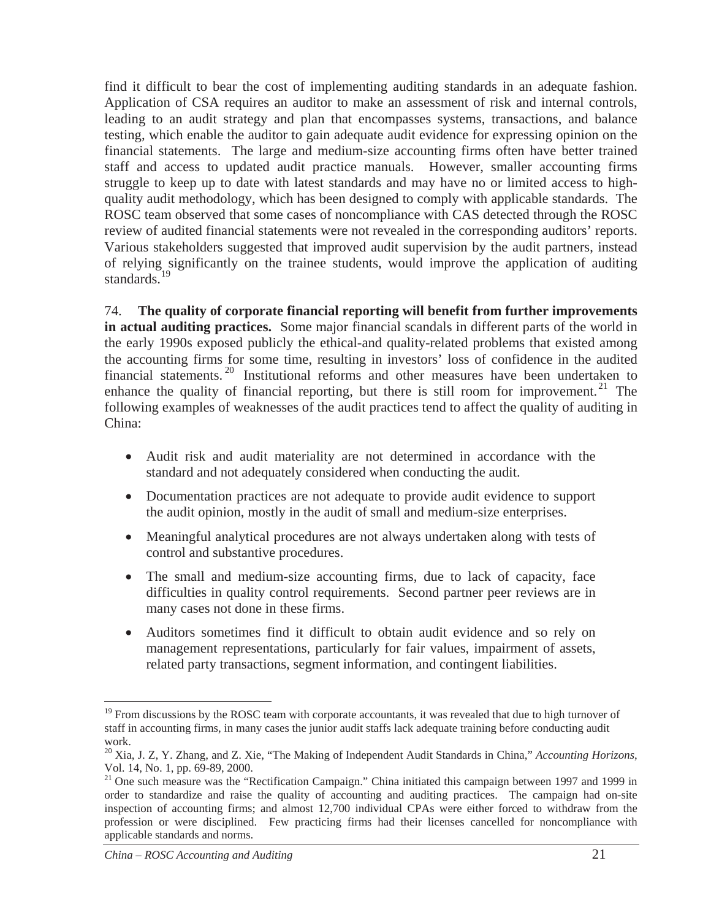find it difficult to bear the cost of implementing auditing standards in an adequate fashion. Application of CSA requires an auditor to make an assessment of risk and internal controls, leading to an audit strategy and plan that encompasses systems, transactions, and balance testing, which enable the auditor to gain adequate audit evidence for expressing opinion on the financial statements. The large and medium-size accounting firms often have better trained staff and access to updated audit practice manuals. However, smaller accounting firms struggle to keep up to date with latest standards and may have no or limited access to high-quality audit methodology, which has been designed to comply with applicable standards. The ROSC team observed that some cases of noncompliance with CAS detected through the ROSC review of audited financial statements were not revealed in the corresponding auditors' reports. Various stakeholders suggested that improved audit supervision by the audit partners, instead of relying significantly on the trainee students, would improve the application of auditing standards.[19]

74. **The quality of corporate financial reporting will benefit from further improvements in actual auditing practices.** Some major financial scandals in different parts of the world in the early 1990s exposed publicly the ethical-and quality-related problems that existed among the accounting firms for some time, resulting in investors' loss of confidence in the audited financial statements.[20] Institutional reforms and other measures have been undertaken to enhance the quality of financial reporting, but there is still room for improvement.[21] The following examples of weaknesses of the audit practices tend to affect the quality of auditing in China:

- Audit risk and audit materiality are not determined in accordance with the standard and not adequately considered when conducting the audit.
- Documentation practices are not adequate to provide audit evidence to support the audit opinion, mostly in the audit of small and medium-size enterprises.
- Meaningful analytical procedures are not always undertaken along with tests of control and substantive procedures.
- The small and medium-size accounting firms, due to lack of capacity, face difficulties in quality control requirements. Second partner peer reviews are in many cases not done in these firms.
- Auditors sometimes find it difficult to obtain audit evidence and so rely on management representations, particularly for fair values, impairment of assets, related party transactions, segment information, and contingent liabilities.

---

[19] From discussions by the ROSC team with corporate accountants, it was revealed that due to high turnover of staff in accounting firms, in many cases the junior audit staffs lack adequate training before conducting audit work.

[20] Xia, J. Z, Y. Zhang, and Z. Xie, "The Making of Independent Audit Standards in China," *Accounting Horizons*, Vol. 14, No. 1, pp. 69-89, 2000.

[21] One such measure was the "Rectification Campaign." China initiated this campaign between 1997 and 1999 in order to standardize and raise the quality of accounting and auditing practices. The campaign had on-site inspection of accounting firms; and almost 12,700 individual CPAs were either forced to withdraw from the profession or were disciplined. Few practicing firms had their licenses cancelled for noncompliance with applicable standards and norms.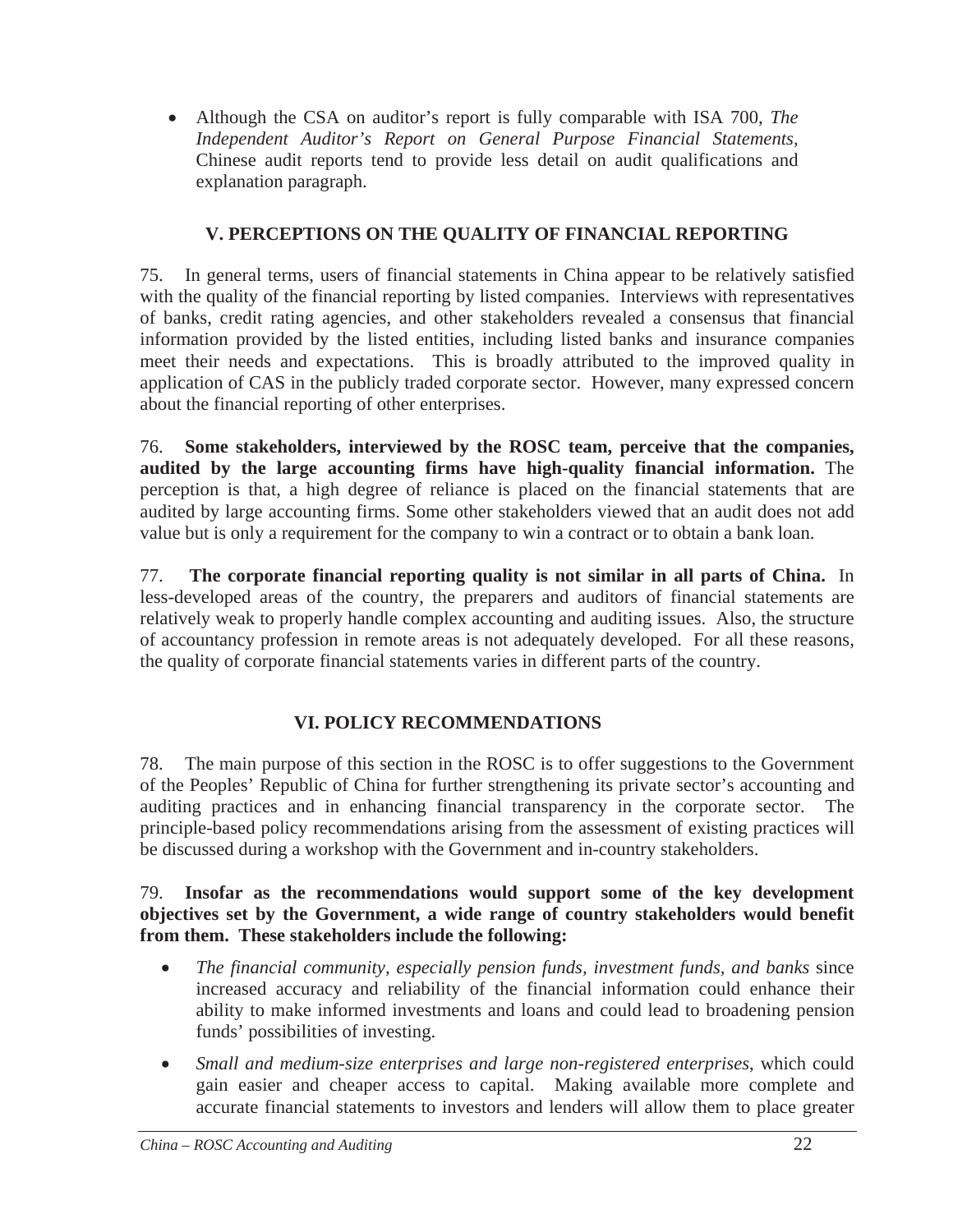- Although the CSA on auditor's report is fully comparable with ISA 700, *The Independent Auditor's Report on General Purpose Financial Statements,* Chinese audit reports tend to provide less detail on audit qualifications and explanation paragraph.

## V. PERCEPTIONS ON THE QUALITY OF FINANCIAL REPORTING

75. In general terms, users of financial statements in China appear to be relatively satisfied with the quality of the financial reporting by listed companies. Interviews with representatives of banks, credit rating agencies, and other stakeholders revealed a consensus that financial information provided by the listed entities, including listed banks and insurance companies meet their needs and expectations. This is broadly attributed to the improved quality in application of CAS in the publicly traded corporate sector. However, many expressed concern about the financial reporting of other enterprises.

76. **Some stakeholders, interviewed by the ROSC team, perceive that the companies, audited by the large accounting firms have high-quality financial information.** The perception is that, a high degree of reliance is placed on the financial statements that are audited by large accounting firms. Some other stakeholders viewed that an audit does not add value but is only a requirement for the company to win a contract or to obtain a bank loan.

77. **The corporate financial reporting quality is not similar in all parts of China.** In less-developed areas of the country, the preparers and auditors of financial statements are relatively weak to properly handle complex accounting and auditing issues. Also, the structure of accountancy profession in remote areas is not adequately developed. For all these reasons, the quality of corporate financial statements varies in different parts of the country.

## VI. POLICY RECOMMENDATIONS

78. The main purpose of this section in the ROSC is to offer suggestions to the Government of the Peoples' Republic of China for further strengthening its private sector's accounting and auditing practices and in enhancing financial transparency in the corporate sector. The principle-based policy recommendations arising from the assessment of existing practices will be discussed during a workshop with the Government and in-country stakeholders.

79. **Insofar as the recommendations would support some of the key development objectives set by the Government, a wide range of country stakeholders would benefit from them. These stakeholders include the following:**

- *The financial community, especially pension funds, investment funds, and banks* since increased accuracy and reliability of the financial information could enhance their ability to make informed investments and loans and could lead to broadening pension funds' possibilities of investing.
- *Small and medium-size enterprises and large non-registered enterprises*, which could gain easier and cheaper access to capital. Making available more complete and accurate financial statements to investors and lenders will allow them to place greater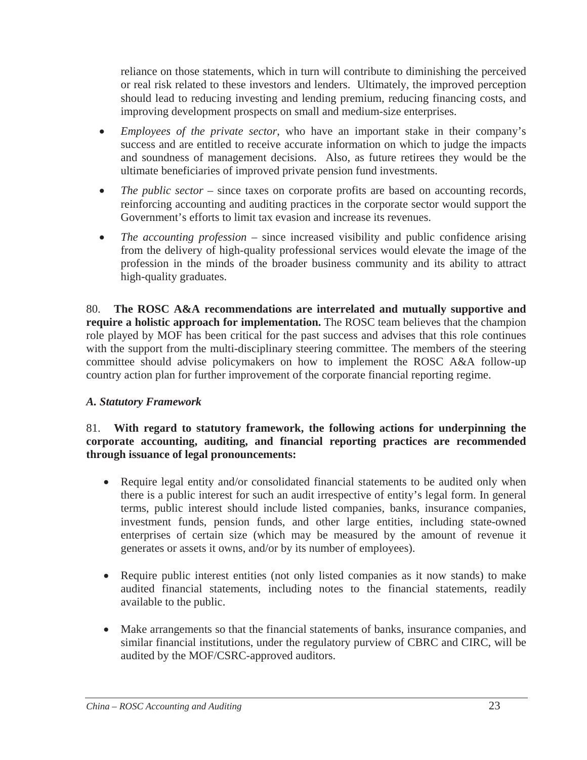reliance on those statements, which in turn will contribute to diminishing the perceived or real risk related to these investors and lenders. Ultimately, the improved perception should lead to reducing investing and lending premium, reducing financing costs, and improving development prospects on small and medium-size enterprises.

- *Employees of the private sector*, who have an important stake in their company's success and are entitled to receive accurate information on which to judge the impacts and soundness of management decisions. Also, as future retirees they would be the ultimate beneficiaries of improved private pension fund investments.

- *The public sector* – since taxes on corporate profits are based on accounting records, reinforcing accounting and auditing practices in the corporate sector would support the Government's efforts to limit tax evasion and increase its revenues.

- *The accounting profession* – since increased visibility and public confidence arising from the delivery of high-quality professional services would elevate the image of the profession in the minds of the broader business community and its ability to attract high-quality graduates.

80. **The ROSC A&A recommendations are interrelated and mutually supportive and require a holistic approach for implementation.** The ROSC team believes that the champion role played by MOF has been critical for the past success and advises that this role continues with the support from the multi-disciplinary steering committee. The members of the steering committee should advise policymakers on how to implement the ROSC A&A follow-up country action plan for further improvement of the corporate financial reporting regime.

### *A. Statutory Framework*

81. **With regard to statutory framework, the following actions for underpinning the corporate accounting, auditing, and financial reporting practices are recommended through issuance of legal pronouncements:**

- Require legal entity and/or consolidated financial statements to be audited only when there is a public interest for such an audit irrespective of entity's legal form. In general terms, public interest should include listed companies, banks, insurance companies, investment funds, pension funds, and other large entities, including state-owned enterprises of certain size (which may be measured by the amount of revenue it generates or assets it owns, and/or by its number of employees).

- Require public interest entities (not only listed companies as it now stands) to make audited financial statements, including notes to the financial statements, readily available to the public.

- Make arrangements so that the financial statements of banks, insurance companies, and similar financial institutions, under the regulatory purview of CBRC and CIRC, will be audited by the MOF/CSRC-approved auditors.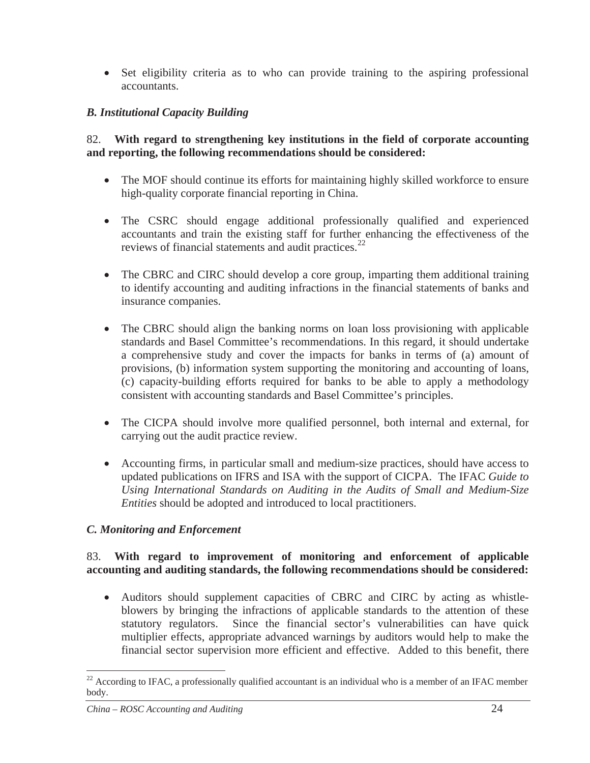- Set eligibility criteria as to who can provide training to the aspiring professional accountants.

### *B. Institutional Capacity Building*

82. **With regard to strengthening key institutions in the field of corporate accounting and reporting, the following recommendations should be considered:**

- The MOF should continue its efforts for maintaining highly skilled workforce to ensure high-quality corporate financial reporting in China.

- The CSRC should engage additional professionally qualified and experienced accountants and train the existing staff for further enhancing the effectiveness of the reviews of financial statements and audit practices.[22]

- The CBRC and CIRC should develop a core group, imparting them additional training to identify accounting and auditing infractions in the financial statements of banks and insurance companies.

- The CBRC should align the banking norms on loan loss provisioning with applicable standards and Basel Committee's recommendations. In this regard, it should undertake a comprehensive study and cover the impacts for banks in terms of (a) amount of provisions, (b) information system supporting the monitoring and accounting of loans, (c) capacity-building efforts required for banks to be able to apply a methodology consistent with accounting standards and Basel Committee's principles.

- The CICPA should involve more qualified personnel, both internal and external, for carrying out the audit practice review.

- Accounting firms, in particular small and medium-size practices, should have access to updated publications on IFRS and ISA with the support of CICPA. The IFAC *Guide to Using International Standards on Auditing in the Audits of Small and Medium-Size Entities* should be adopted and introduced to local practitioners.

### *C. Monitoring and Enforcement*

83. **With regard to improvement of monitoring and enforcement of applicable accounting and auditing standards, the following recommendations should be considered:**

- Auditors should supplement capacities of CBRC and CIRC by acting as whistle-blowers by bringing the infractions of applicable standards to the attention of these statutory regulators. Since the financial sector's vulnerabilities can have quick multiplier effects, appropriate advanced warnings by auditors would help to make the financial sector supervision more efficient and effective. Added to this benefit, there

---

[22] According to IFAC, a professionally qualified accountant is an individual who is a member of an IFAC member body.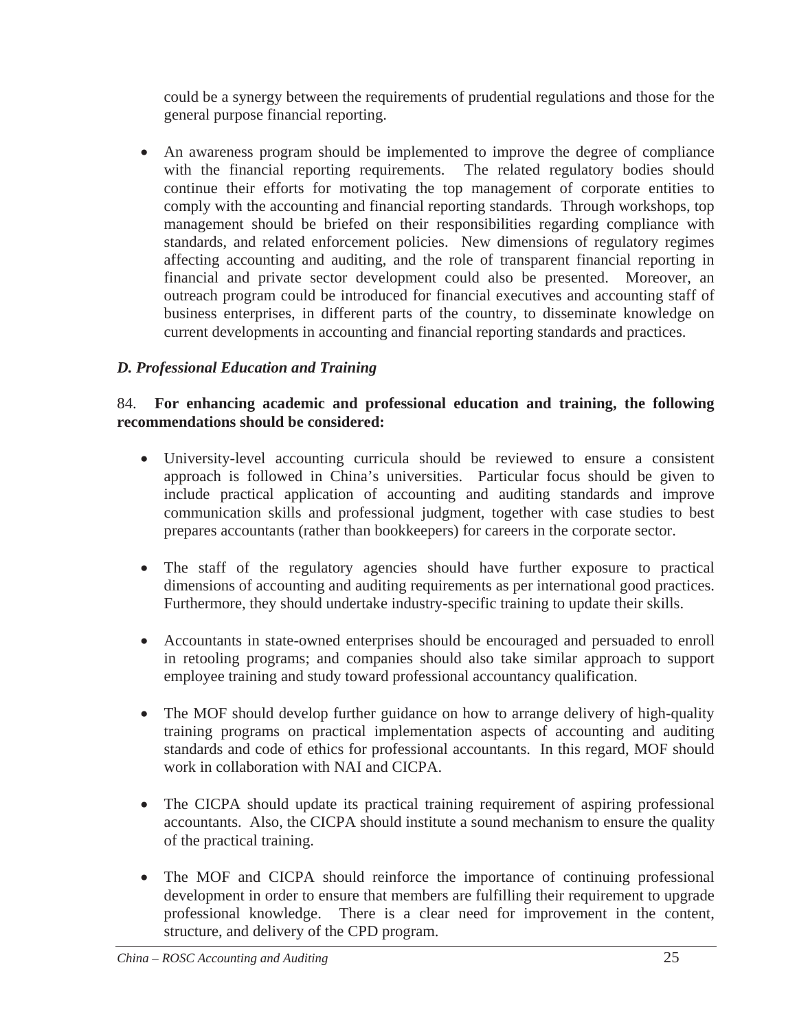could be a synergy between the requirements of prudential regulations and those for the general purpose financial reporting.

- An awareness program should be implemented to improve the degree of compliance with the financial reporting requirements. The related regulatory bodies should continue their efforts for motivating the top management of corporate entities to comply with the accounting and financial reporting standards. Through workshops, top management should be briefed on their responsibilities regarding compliance with standards, and related enforcement policies. New dimensions of regulatory regimes affecting accounting and auditing, and the role of transparent financial reporting in financial and private sector development could also be presented. Moreover, an outreach program could be introduced for financial executives and accounting staff of business enterprises, in different parts of the country, to disseminate knowledge on current developments in accounting and financial reporting standards and practices.

### *D. Professional Education and Training*

84. **For enhancing academic and professional education and training, the following recommendations should be considered:**

- University-level accounting curricula should be reviewed to ensure a consistent approach is followed in China's universities. Particular focus should be given to include practical application of accounting and auditing standards and improve communication skills and professional judgment, together with case studies to best prepares accountants (rather than bookkeepers) for careers in the corporate sector.

- The staff of the regulatory agencies should have further exposure to practical dimensions of accounting and auditing requirements as per international good practices. Furthermore, they should undertake industry-specific training to update their skills.

- Accountants in state-owned enterprises should be encouraged and persuaded to enroll in retooling programs; and companies should also take similar approach to support employee training and study toward professional accountancy qualification.

- The MOF should develop further guidance on how to arrange delivery of high-quality training programs on practical implementation aspects of accounting and auditing standards and code of ethics for professional accountants. In this regard, MOF should work in collaboration with NAI and CICPA.

- The CICPA should update its practical training requirement of aspiring professional accountants. Also, the CICPA should institute a sound mechanism to ensure the quality of the practical training.

- The MOF and CICPA should reinforce the importance of continuing professional development in order to ensure that members are fulfilling their requirement to upgrade professional knowledge. There is a clear need for improvement in the content, structure, and delivery of the CPD program.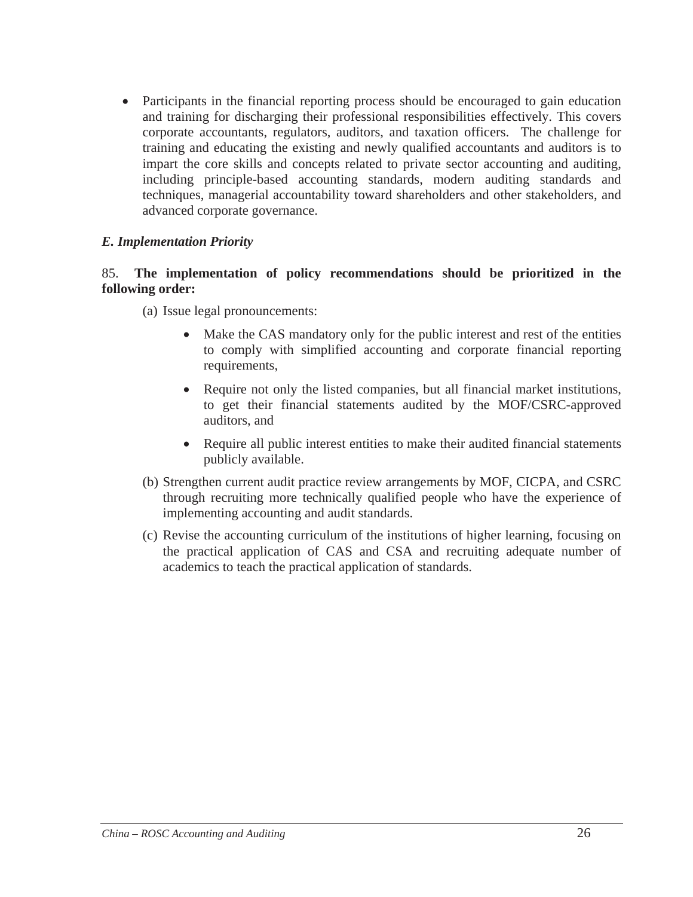- Participants in the financial reporting process should be encouraged to gain education and training for discharging their professional responsibilities effectively. This covers corporate accountants, regulators, auditors, and taxation officers. The challenge for training and educating the existing and newly qualified accountants and auditors is to impart the core skills and concepts related to private sector accounting and auditing, including principle-based accounting standards, modern auditing standards and techniques, managerial accountability toward shareholders and other stakeholders, and advanced corporate governance.

### *E. Implementation Priority*

85. **The implementation of policy recommendations should be prioritized in the following order:**

(a) Issue legal pronouncements:

- Make the CAS mandatory only for the public interest and rest of the entities to comply with simplified accounting and corporate financial reporting requirements,
- Require not only the listed companies, but all financial market institutions, to get their financial statements audited by the MOF/CSRC-approved auditors, and
- Require all public interest entities to make their audited financial statements publicly available.

(b) Strengthen current audit practice review arrangements by MOF, CICPA, and CSRC through recruiting more technically qualified people who have the experience of implementing accounting and audit standards.

(c) Revise the accounting curriculum of the institutions of higher learning, focusing on the practical application of CAS and CSA and recruiting adequate number of academics to teach the practical application of standards.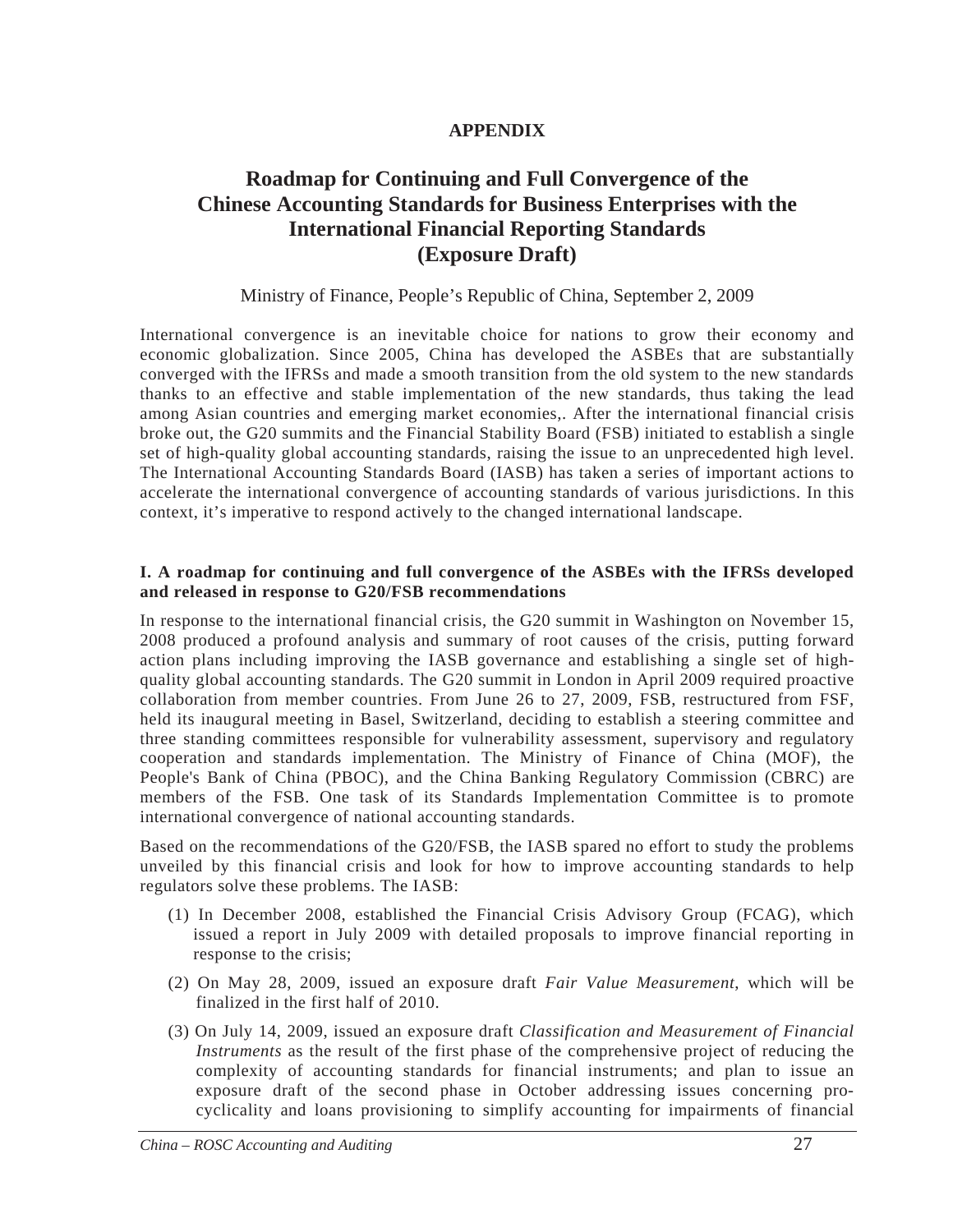## APPENDIX

# Roadmap for Continuing and Full Convergence of the Chinese Accounting Standards for Business Enterprises with the International Financial Reporting Standards (Exposure Draft)

Ministry of Finance, People's Republic of China, September 2, 2009

International convergence is an inevitable choice for nations to grow their economy and economic globalization. Since 2005, China has developed the ASBEs that are substantially converged with the IFRSs and made a smooth transition from the old system to the new standards thanks to an effective and stable implementation of the new standards, thus taking the lead among Asian countries and emerging market economies,. After the international financial crisis broke out, the G20 summits and the Financial Stability Board (FSB) initiated to establish a single set of high-quality global accounting standards, raising the issue to an unprecedented high level. The International Accounting Standards Board (IASB) has taken a series of important actions to accelerate the international convergence of accounting standards of various jurisdictions. In this context, it's imperative to respond actively to the changed international landscape.

**I. A roadmap for continuing and full convergence of the ASBEs with the IFRSs developed and released in response to G20/FSB recommendations**

In response to the international financial crisis, the G20 summit in Washington on November 15, 2008 produced a profound analysis and summary of root causes of the crisis, putting forward action plans including improving the IASB governance and establishing a single set of high-quality global accounting standards. The G20 summit in London in April 2009 required proactive collaboration from member countries. From June 26 to 27, 2009, FSB, restructured from FSF, held its inaugural meeting in Basel, Switzerland, deciding to establish a steering committee and three standing committees responsible for vulnerability assessment, supervisory and regulatory cooperation and standards implementation. The Ministry of Finance of China (MOF), the People's Bank of China (PBOC), and the China Banking Regulatory Commission (CBRC) are members of the FSB. One task of its Standards Implementation Committee is to promote international convergence of national accounting standards.

Based on the recommendations of the G20/FSB, the IASB spared no effort to study the problems unveiled by this financial crisis and look for how to improve accounting standards to help regulators solve these problems. The IASB:

(1) In December 2008, established the Financial Crisis Advisory Group (FCAG), which issued a report in July 2009 with detailed proposals to improve financial reporting in response to the crisis;

(2) On May 28, 2009, issued an exposure draft *Fair Value Measurement*, which will be finalized in the first half of 2010.

(3) On July 14, 2009, issued an exposure draft *Classification and Measurement of Financial Instruments* as the result of the first phase of the comprehensive project of reducing the complexity of accounting standards for financial instruments; and plan to issue an exposure draft of the second phase in October addressing issues concerning pro-cyclicality and loans provisioning to simplify accounting for impairments of financial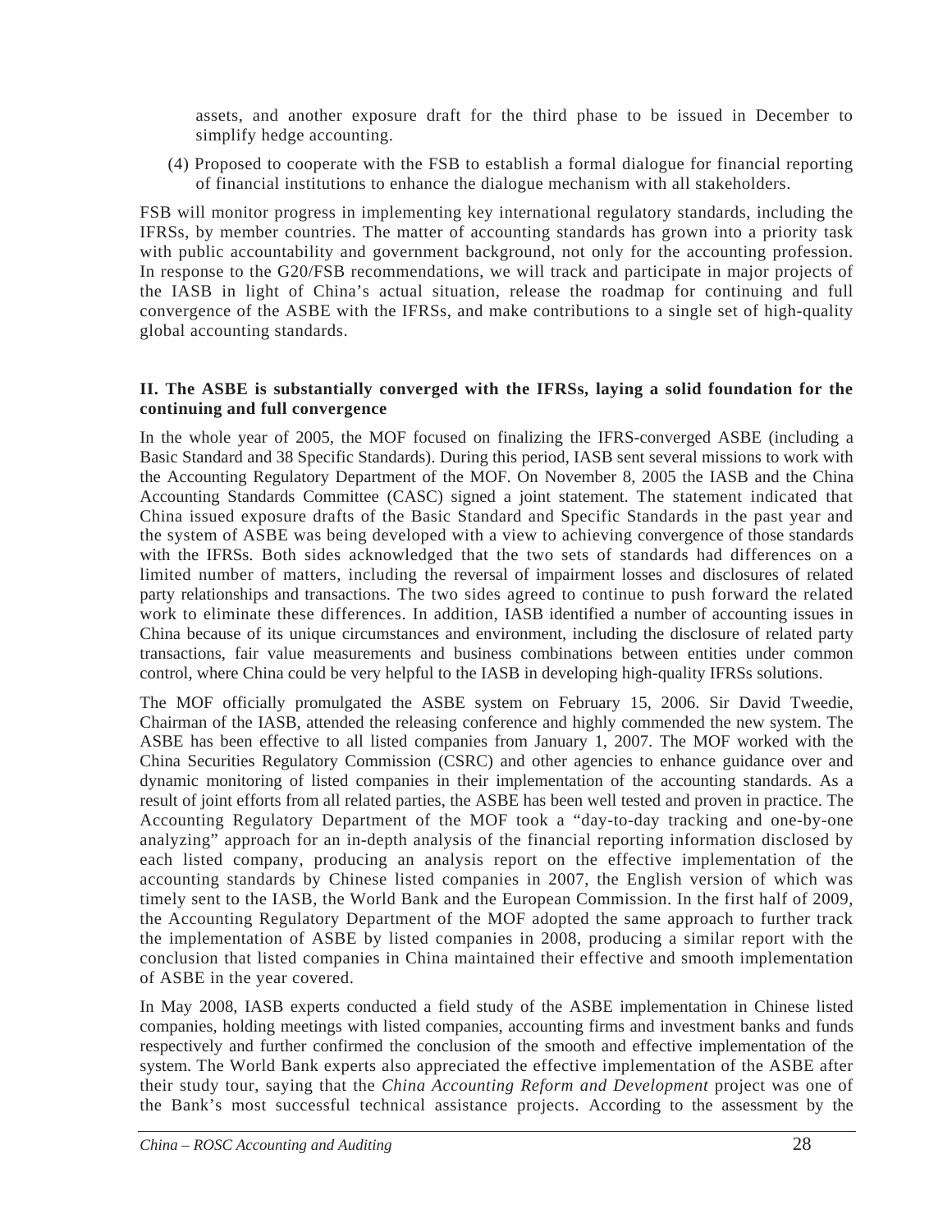assets, and another exposure draft for the third phase to be issued in December to simplify hedge accounting.

(4) Proposed to cooperate with the FSB to establish a formal dialogue for financial reporting of financial institutions to enhance the dialogue mechanism with all stakeholders.

FSB will monitor progress in implementing key international regulatory standards, including the IFRSs, by member countries. The matter of accounting standards has grown into a priority task with public accountability and government background, not only for the accounting profession. In response to the G20/FSB recommendations, we will track and participate in major projects of the IASB in light of China's actual situation, release the roadmap for continuing and full convergence of the ASBE with the IFRSs, and make contributions to a single set of high-quality global accounting standards.

**II. The ASBE is substantially converged with the IFRSs, laying a solid foundation for the continuing and full convergence**

In the whole year of 2005, the MOF focused on finalizing the IFRS-converged ASBE (including a Basic Standard and 38 Specific Standards). During this period, IASB sent several missions to work with the Accounting Regulatory Department of the MOF. On November 8, 2005 the IASB and the China Accounting Standards Committee (CASC) signed a joint statement. The statement indicated that China issued exposure drafts of the Basic Standard and Specific Standards in the past year and the system of ASBE was being developed with a view to achieving convergence of those standards with the IFRSs. Both sides acknowledged that the two sets of standards had differences on a limited number of matters, including the reversal of impairment losses and disclosures of related party relationships and transactions. The two sides agreed to continue to push forward the related work to eliminate these differences. In addition, IASB identified a number of accounting issues in China because of its unique circumstances and environment, including the disclosure of related party transactions, fair value measurements and business combinations between entities under common control, where China could be very helpful to the IASB in developing high-quality IFRSs solutions.

The MOF officially promulgated the ASBE system on February 15, 2006. Sir David Tweedie, Chairman of the IASB, attended the releasing conference and highly commended the new system. The ASBE has been effective to all listed companies from January 1, 2007. The MOF worked with the China Securities Regulatory Commission (CSRC) and other agencies to enhance guidance over and dynamic monitoring of listed companies in their implementation of the accounting standards. As a result of joint efforts from all related parties, the ASBE has been well tested and proven in practice. The Accounting Regulatory Department of the MOF took a "day-to-day tracking and one-by-one analyzing" approach for an in-depth analysis of the financial reporting information disclosed by each listed company, producing an analysis report on the effective implementation of the accounting standards by Chinese listed companies in 2007, the English version of which was timely sent to the IASB, the World Bank and the European Commission. In the first half of 2009, the Accounting Regulatory Department of the MOF adopted the same approach to further track the implementation of ASBE by listed companies in 2008, producing a similar report with the conclusion that listed companies in China maintained their effective and smooth implementation of ASBE in the year covered.

In May 2008, IASB experts conducted a field study of the ASBE implementation in Chinese listed companies, holding meetings with listed companies, accounting firms and investment banks and funds respectively and further confirmed the conclusion of the smooth and effective implementation of the system. The World Bank experts also appreciated the effective implementation of the ASBE after their study tour, saying that the *China Accounting Reform and Development* project was one of the Bank's most successful technical assistance projects. According to the assessment by the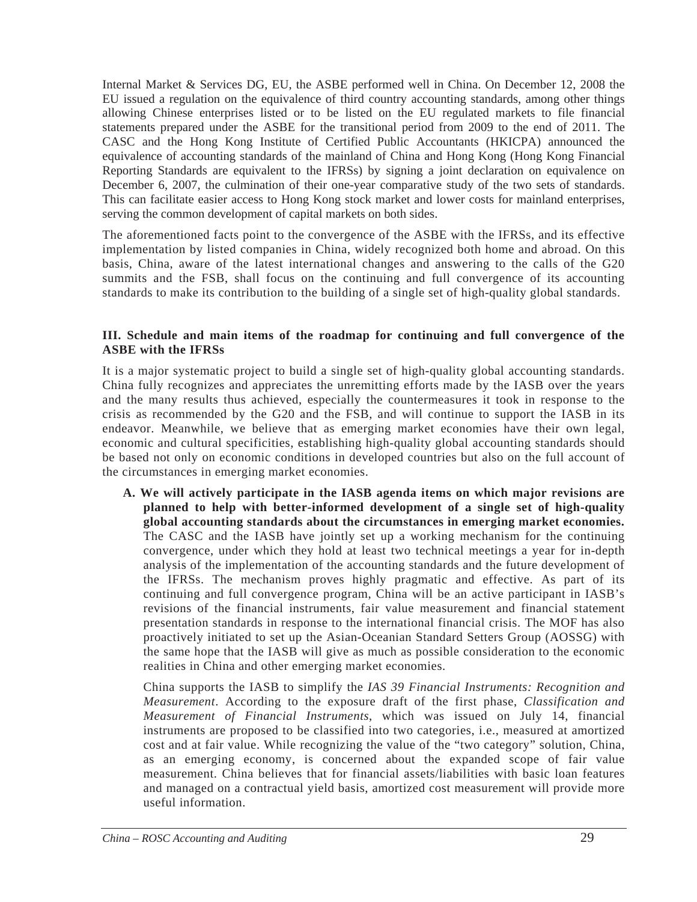Internal Market & Services DG, EU, the ASBE performed well in China. On December 12, 2008 the EU issued a regulation on the equivalence of third country accounting standards, among other things allowing Chinese enterprises listed or to be listed on the EU regulated markets to file financial statements prepared under the ASBE for the transitional period from 2009 to the end of 2011. The CASC and the Hong Kong Institute of Certified Public Accountants (HKICPA) announced the equivalence of accounting standards of the mainland of China and Hong Kong (Hong Kong Financial Reporting Standards are equivalent to the IFRSs) by signing a joint declaration on equivalence on December 6, 2007, the culmination of their one-year comparative study of the two sets of standards. This can facilitate easier access to Hong Kong stock market and lower costs for mainland enterprises, serving the common development of capital markets on both sides.

The aforementioned facts point to the convergence of the ASBE with the IFRSs, and its effective implementation by listed companies in China, widely recognized both home and abroad. On this basis, China, aware of the latest international changes and answering to the calls of the G20 summits and the FSB, shall focus on the continuing and full convergence of its accounting standards to make its contribution to the building of a single set of high-quality global standards.

### III. Schedule and main items of the roadmap for continuing and full convergence of the ASBE with the IFRSs

It is a major systematic project to build a single set of high-quality global accounting standards. China fully recognizes and appreciates the unremitting efforts made by the IASB over the years and the many results thus achieved, especially the countermeasures it took in response to the crisis as recommended by the G20 and the FSB, and will continue to support the IASB in its endeavor. Meanwhile, we believe that as emerging market economies have their own legal, economic and cultural specificities, establishing high-quality global accounting standards should be based not only on economic conditions in developed countries but also on the full account of the circumstances in emerging market economies.

A. **We will actively participate in the IASB agenda items on which major revisions are planned to help with better-informed development of a single set of high-quality global accounting standards about the circumstances in emerging market economies.** The CASC and the IASB have jointly set up a working mechanism for the continuing convergence, under which they hold at least two technical meetings a year for in-depth analysis of the implementation of the accounting standards and the future development of the IFRSs. The mechanism proves highly pragmatic and effective. As part of its continuing and full convergence program, China will be an active participant in IASB's revisions of the financial instruments, fair value measurement and financial statement presentation standards in response to the international financial crisis. The MOF has also proactively initiated to set up the Asian-Oceanian Standard Setters Group (AOSSG) with the same hope that the IASB will give as much as possible consideration to the economic realities in China and other emerging market economies.

   China supports the IASB to simplify the *IAS 39 Financial Instruments: Recognition and Measurement*. According to the exposure draft of the first phase, *Classification and Measurement of Financial Instruments*, which was issued on July 14, financial instruments are proposed to be classified into two categories, i.e., measured at amortized cost and at fair value. While recognizing the value of the "two category" solution, China, as an emerging economy, is concerned about the expanded scope of fair value measurement. China believes that for financial assets/liabilities with basic loan features and managed on a contractual yield basis, amortized cost measurement will provide more useful information.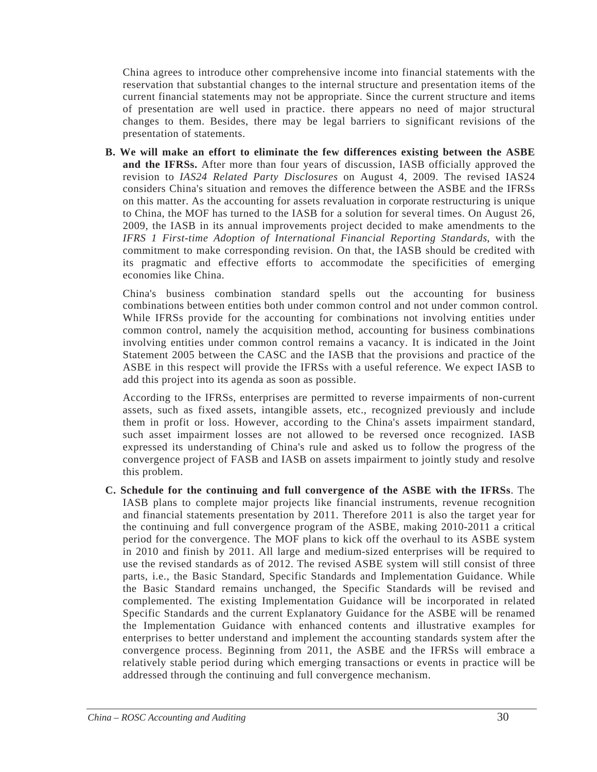China agrees to introduce other comprehensive income into financial statements with the reservation that substantial changes to the internal structure and presentation items of the current financial statements may not be appropriate. Since the current structure and items of presentation are well used in practice. there appears no need of major structural changes to them. Besides, there may be legal barriers to significant revisions of the presentation of statements.

**B. We will make an effort to eliminate the few differences existing between the ASBE and the IFRSs.** After more than four years of discussion, IASB officially approved the revision to *IAS24 Related Party Disclosures* on August 4, 2009. The revised IAS24 considers China's situation and removes the difference between the ASBE and the IFRSs on this matter. As the accounting for assets revaluation in corporate restructuring is unique to China, the MOF has turned to the IASB for a solution for several times. On August 26, 2009, the IASB in its annual improvements project decided to make amendments to the *IFRS 1 First-time Adoption of International Financial Reporting Standards*, with the commitment to make corresponding revision. On that, the IASB should be credited with its pragmatic and effective efforts to accommodate the specificities of emerging economies like China.

China's business combination standard spells out the accounting for business combinations between entities both under common control and not under common control. While IFRSs provide for the accounting for combinations not involving entities under common control, namely the acquisition method, accounting for business combinations involving entities under common control remains a vacancy. It is indicated in the Joint Statement 2005 between the CASC and the IASB that the provisions and practice of the ASBE in this respect will provide the IFRSs with a useful reference. We expect IASB to add this project into its agenda as soon as possible.

According to the IFRSs, enterprises are permitted to reverse impairments of non-current assets, such as fixed assets, intangible assets, etc., recognized previously and include them in profit or loss. However, according to the China's assets impairment standard, such asset impairment losses are not allowed to be reversed once recognized. IASB expressed its understanding of China's rule and asked us to follow the progress of the convergence project of FASB and IASB on assets impairment to jointly study and resolve this problem.

**C. Schedule for the continuing and full convergence of the ASBE with the IFRSs**. The IASB plans to complete major projects like financial instruments, revenue recognition and financial statements presentation by 2011. Therefore 2011 is also the target year for the continuing and full convergence program of the ASBE, making 2010-2011 a critical period for the convergence. The MOF plans to kick off the overhaul to its ASBE system in 2010 and finish by 2011. All large and medium-sized enterprises will be required to use the revised standards as of 2012. The revised ASBE system will still consist of three parts, i.e., the Basic Standard, Specific Standards and Implementation Guidance. While the Basic Standard remains unchanged, the Specific Standards will be revised and complemented. The existing Implementation Guidance will be incorporated in related Specific Standards and the current Explanatory Guidance for the ASBE will be renamed the Implementation Guidance with enhanced contents and illustrative examples for enterprises to better understand and implement the accounting standards system after the convergence process. Beginning from 2011, the ASBE and the IFRSs will embrace a relatively stable period during which emerging transactions or events in practice will be addressed through the continuing and full convergence mechanism.